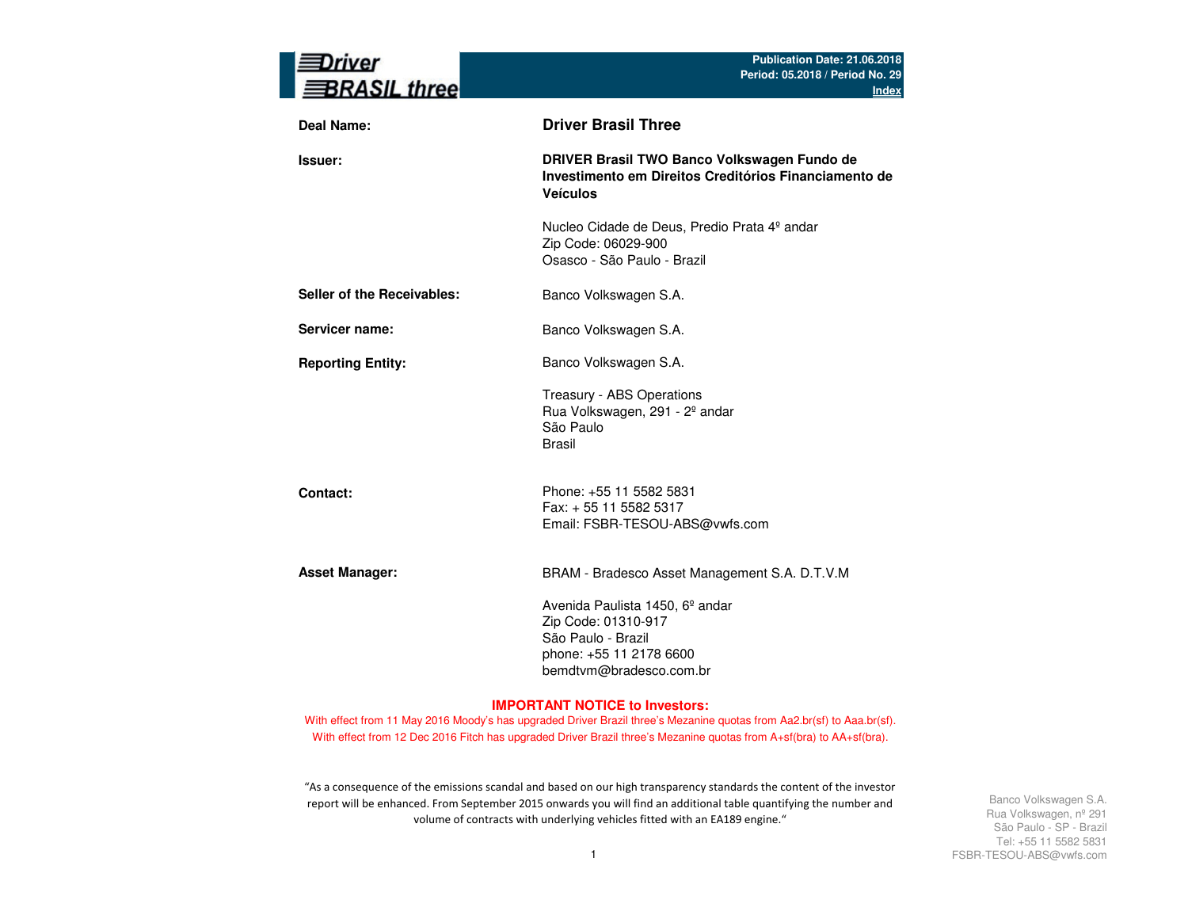# Driver BRASIL three

**Publication Date: 21.06.2018**
**Period: 05.2018 / Period No. 29**
**Index**

| | |
|---|---|
| **Deal Name:** | **Driver Brasil Three** |
| **Issuer:** | **DRIVER Brasil TWO Banco Volkswagen Fundo de Investimento em Direitos Creditórios Financiamento de Veículos**<br><br>Nucleo Cidade de Deus, Predio Prata 4º andar<br>Zip Code: 06029-900<br>Osasco - São Paulo - Brazil |
| **Seller of the Receivables:** | Banco Volkswagen S.A. |
| **Servicer name:** | Banco Volkswagen S.A. |
| **Reporting Entity:** | Banco Volkswagen S.A.<br><br>Treasury - ABS Operations<br>Rua Volkswagen, 291 - 2º andar<br>São Paulo<br>Brasil |
| **Contact:** | Phone: +55 11 5582 5831<br>Fax: + 55 11 5582 5317<br>Email: FSBR-TESOU-ABS@vwfs.com |
| **Asset Manager:** | BRAM - Bradesco Asset Management S.A. D.T.V.M<br><br>Avenida Paulista 1450, 6º andar<br>Zip Code: 01310-917<br>São Paulo - Brazil<br>phone: +55 11 2178 6600<br>bemdtvm@bradesco.com.br |

**IMPORTANT NOTICE to Investors:**

With effect from 11 May 2016 Moody's has upgraded Driver Brazil three's Mezanine quotas from Aa2.br(sf) to Aaa.br(sf).

With effect from 12 Dec 2016 Fitch has upgraded Driver Brazil three's Mezanine quotas from A+sf(bra) to AA+sf(bra).

"As a consequence of the emissions scandal and based on our high transparency standards the content of the investor report will be enhanced. From September 2015 onwards you will find an additional table quantifying the number and volume of contracts with underlying vehicles fitted with an EA189 engine."

Banco Volkswagen S.A.
Rua Volkswagen, nº 291
São Paulo - SP - Brazil
Tel: +55 11 5582 5831
FSBR-TESOU-ABS@vwfs.com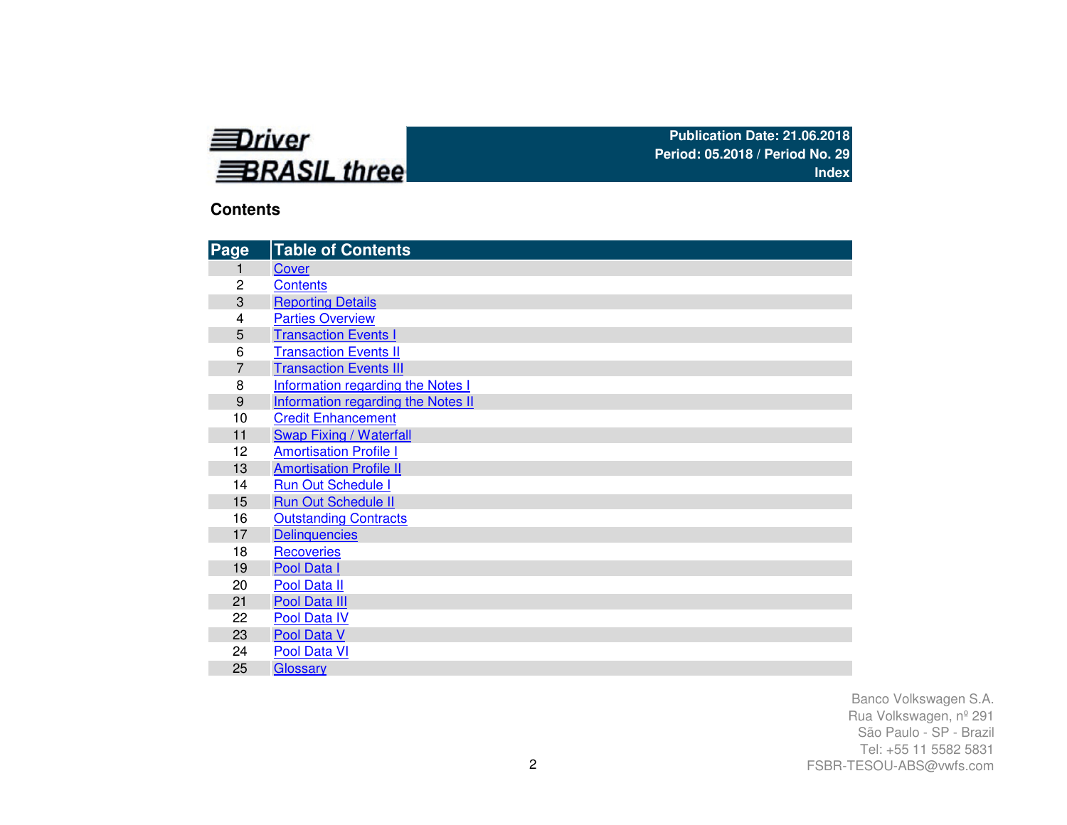**Driver BRASIL three**

**Publication Date: 21.06.2018**
**Period: 05.2018 / Period No. 29**
**Index**

## Contents

| Page | Table of Contents |
|---|---|
| 1 | Cover |
| 2 | Contents |
| 3 | Reporting Details |
| 4 | Parties Overview |
| 5 | Transaction Events I |
| 6 | Transaction Events II |
| 7 | Transaction Events III |
| 8 | Information regarding the Notes I |
| 9 | Information regarding the Notes II |
| 10 | Credit Enhancement |
| 11 | Swap Fixing / Waterfall |
| 12 | Amortisation Profile I |
| 13 | Amortisation Profile II |
| 14 | Run Out Schedule I |
| 15 | Run Out Schedule II |
| 16 | Outstanding Contracts |
| 17 | Delinquencies |
| 18 | Recoveries |
| 19 | Pool Data I |
| 20 | Pool Data II |
| 21 | Pool Data III |
| 22 | Pool Data IV |
| 23 | Pool Data V |
| 24 | Pool Data VI |
| 25 | Glossary |

Banco Volkswagen S.A.
Rua Volkswagen, nº 291
São Paulo - SP - Brazil
Tel: +55 11 5582 5831
FSBR-TESOU-ABS@vwfs.com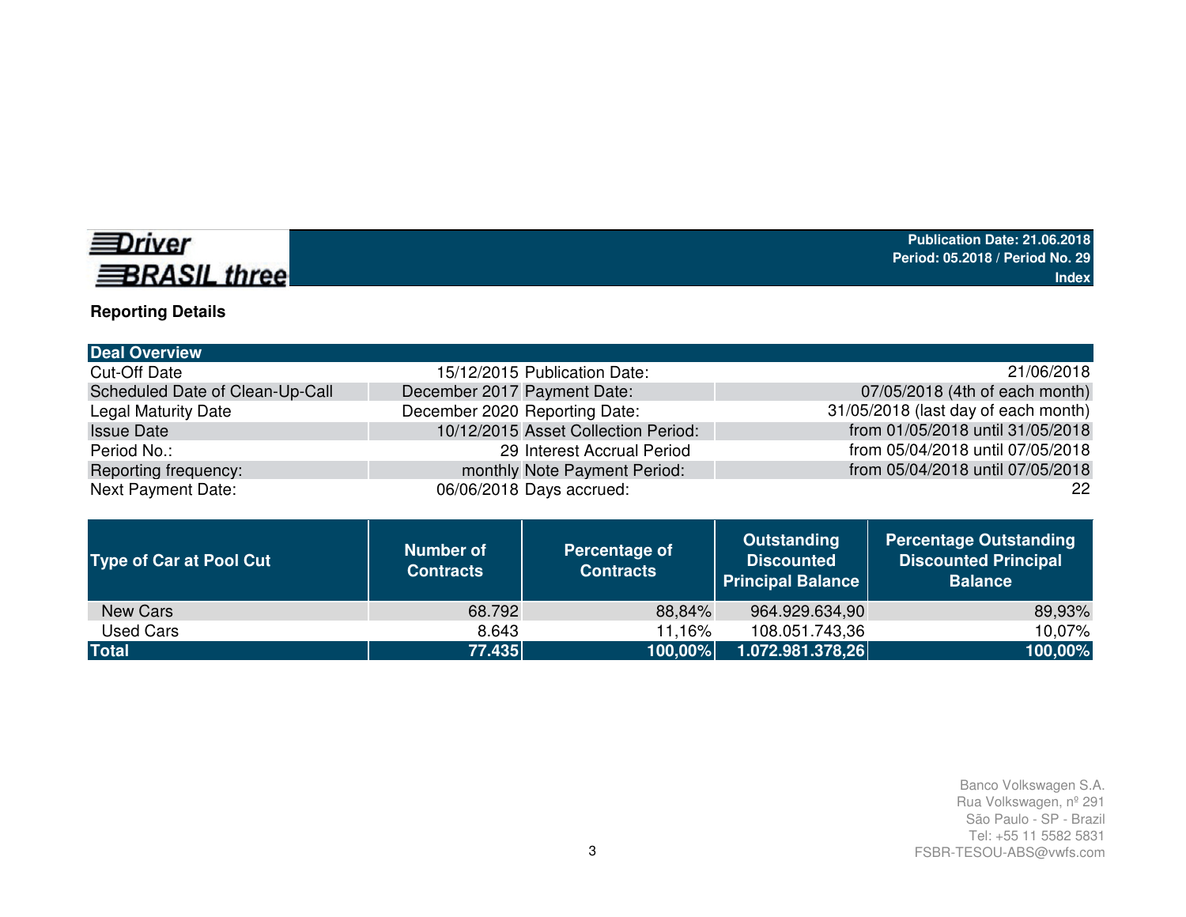Driver BRASIL three

**Publication Date: 21.06.2018**
**Period: 05.2018 / Period No. 29**
**Index**

## Reporting Details

| Deal Overview | | | |
|---|---|---|---|
| Cut-Off Date | 15/12/2015 | Publication Date: | 21/06/2018 |
| Scheduled Date of Clean-Up-Call | December 2017 | Payment Date: | 07/05/2018 (4th of each month) |
| Legal Maturity Date | December 2020 | Reporting Date: | 31/05/2018 (last day of each month) |
| Issue Date | 10/12/2015 | Asset Collection Period: | from 01/05/2018 until 31/05/2018 |
| Period No.: | 29 | Interest Accrual Period | from 05/04/2018 until 07/05/2018 |
| Reporting frequency: | monthly | Note Payment Period: | from 05/04/2018 until 07/05/2018 |
| Next Payment Date: | 06/06/2018 | Days accrued: | 22 |

| Type of Car at Pool Cut | Number of Contracts | Percentage of Contracts | Outstanding Discounted Principal Balance | Percentage Outstanding Discounted Principal Balance |
|---|---|---|---|---|
| New Cars | 68.792 | 88,84% | 964.929.634,90 | 89,93% |
| Used Cars | 8.643 | 11,16% | 108.051.743,36 | 10,07% |
| **Total** | **77.435** | **100,00%** | **1.072.981.378,26** | **100,00%** |

Banco Volkswagen S.A.
Rua Volkswagen, nº 291
São Paulo - SP - Brazil
Tel: +55 11 5582 5831
FSBR-TESOU-ABS@vwfs.com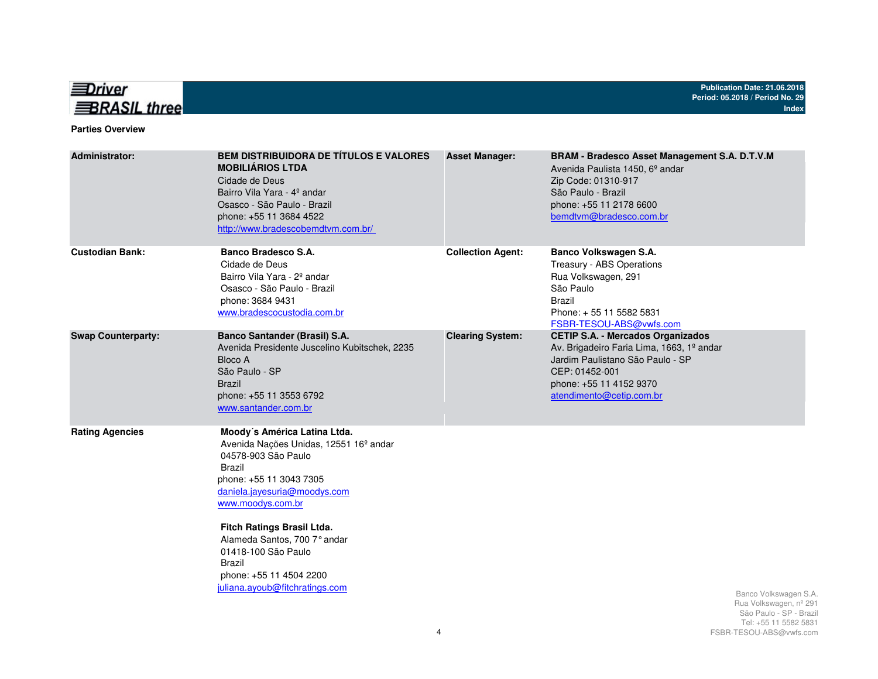## Parties Overview

| | | | |
|---|---|---|---|
| **Administrator:** | **BEM DISTRIBUIDORA DE TÍTULOS E VALORES MOBILIÁRIOS LTDA**<br>Cidade de Deus<br>Bairro Vila Yara - 4º andar<br>Osasco - São Paulo - Brazil<br>phone: +55 11 3684 4522<br>http://www.bradescobemdtvm.com.br/ | **Asset Manager:** | **BRAM - Bradesco Asset Management S.A. D.T.V.M**<br>Avenida Paulista 1450, 6º andar<br>Zip Code: 01310-917<br>São Paulo - Brazil<br>phone: +55 11 2178 6600<br>bemdtvm@bradesco.com.br |
| **Custodian Bank:** | **Banco Bradesco S.A.**<br>Cidade de Deus<br>Bairro Vila Yara - 2º andar<br>Osasco - São Paulo - Brazil<br>phone: 3684 9431<br>www.bradescocustodia.com.br | **Collection Agent:** | **Banco Volkswagen S.A.**<br>Treasury - ABS Operations<br>Rua Volkswagen, 291<br>São Paulo<br>Brazil<br>Phone: + 55 11 5582 5831<br>FSBR-TESOU-ABS@vwfs.com |
| **Swap Counterparty:** | **Banco Santander (Brasil) S.A.**<br>Avenida Presidente Juscelino Kubitschek, 2235<br>Bloco A<br>São Paulo - SP<br>Brazil<br>phone: +55 11 3553 6792<br>www.santander.com.br | **Clearing System:** | **CETIP S.A. - Mercados Organizados**<br>Av. Brigadeiro Faria Lima, 1663, 1º andar<br>Jardim Paulistano São Paulo - SP<br>CEP: 01452-001<br>phone: +55 11 4152 9370<br>atendimento@cetip.com.br |
| **Rating Agencies** | **Moody´s América Latina Ltda.**<br>Avenida Nações Unidas, 12551 16º andar<br>04578-903 São Paulo<br>Brazil<br>phone: +55 11 3043 7305<br>daniela.jayesuria@moodys.com<br>www.moodys.com.br<br><br>**Fitch Ratings Brasil Ltda.**<br>Alameda Santos, 700 7° andar<br>01418-100 São Paulo<br>Brazil<br>phone: +55 11 4504 2200<br>juliana.ayoub@fitchratings.com | | |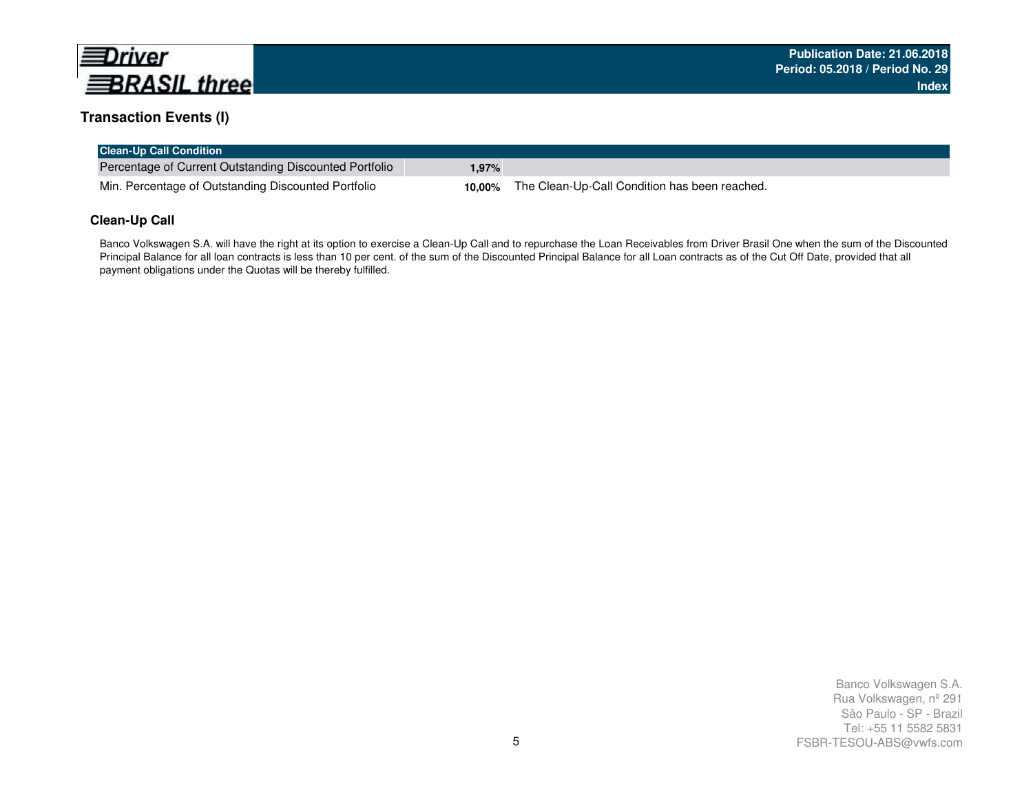## Transaction Events (I)

| Clean-Up Call Condition | | |
|---|---|---|
| Percentage of Current Outstanding Discounted Portfolio | **1,97%** | |
| Min. Percentage of Outstanding Discounted Portfolio | **10,00%** | The Clean-Up-Call Condition has been reached. |

### Clean-Up Call

Banco Volkswagen S.A. will have the right at its option to exercise a Clean-Up Call and to repurchase the Loan Receivables from Driver Brasil One when the sum of the Discounted Principal Balance for all loan contracts is less than 10 per cent. of the sum of the Discounted Principal Balance for all Loan contracts as of the Cut Off Date, provided that all payment obligations under the Quotas will be thereby fulfilled.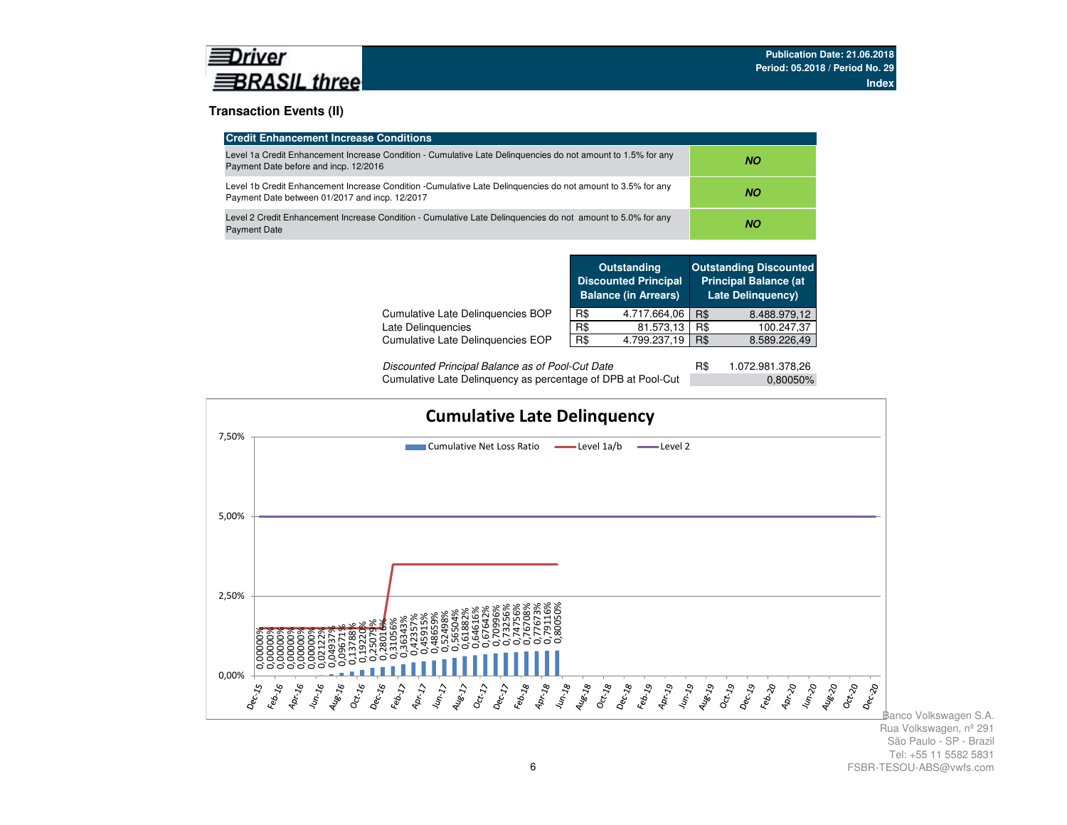**Publication Date: 21.06.2018**
**Period: 05.2018 / Period No. 29**
**Index**

## Transaction Events (II)

| Credit Enhancement Increase Conditions | |
|---|---|
| Level 1a Credit Enhancement Increase Condition - Cumulative Late Delinquencies do not amount to 1.5% for any Payment Date before and incp. 12/2016 | ***NO*** |
| Level 1b Credit Enhancement Increase Condition -Cumulative Late Delinquencies do not amount to 3.5% for any Payment Date between 01/2017 and incp. 12/2017 | ***NO*** |
| Level 2 Credit Enhancement Increase Condition - Cumulative Late Delinquencies do not amount to 5.0% for any Payment Date | ***NO*** |

| | Outstanding Discounted Principal Balance (in Arrears) | | Outstanding Discounted Principal Balance (at Late Delinquency) | |
|---|---|---|---|---|
| Cumulative Late Delinquencies BOP | R$ | 4.717.664,06 | R$ | 8.488.979,12 |
| Late Delinquencies | R$ | 81.573,13 | R$ | 100.247,37 |
| Cumulative Late Delinquencies EOP | R$ | 4.799.237,19 | R$ | 8.589.226,49 |

| | | |
|---|---|---|
| *Discounted Principal Balance as of Pool-Cut Date* | R$ | 1.072.981.378,26 |
| Cumulative Late Delinquency as percentage of DPB at Pool-Cut | | 0,80050% |

**Cumulative Late Delinquency**

Legend: Cumulative Net Loss Ratio; Level 1a/b; Level 2

| Month | Cumulative Net Loss Ratio |
|---|---|
| Dec-15 | 0,00000% |
| Jan-16 | 0,00000% |
| Feb-16 | 0,00000% |
| Mar-16 | 0,00000% |
| Apr-16 | 0,00000% |
| May-16 | 0,00000% |
| Jun-16 | 0,00000% |
| Jul-16 | 0,02122% |
| Aug-16 | 0,04937% |
| Sep-16 | 0,09671% |
| Oct-16 | 0,13788% |
| Nov-16 | 0,19220% |
| Dec-16 | 0,25075% |
| Jan-17 | 0,28016% |
| Feb-17 | 0,31056% |
| Mar-17 | 0,36343% |
| Apr-17 | 0,42357% |
| May-17 | 0,45915% |
| Jun-17 | 0,48659% |
| Jul-17 | 0,52498% |
| Aug-17 | 0,56504% |
| Sep-17 | 0,61882% |
| Oct-17 | 0,64616% |
| Nov-17 | 0,67642% |
| Dec-17 | 0,70996% |
| Jan-18 | 0,73256% |
| Feb-18 | 0,74756% |
| Mar-18 | 0,76708% |
| Apr-18 | 0,77673% |
| May-18 | 0,79116% |
| Jun-18 | 0,80050% |

Banco Volkswagen S.A.
Rua Volkswagen, nº 291
São Paulo - SP - Brazil
Tel: +55 11 5582 5831
FSBR-TESOU-ABS@vwfs.com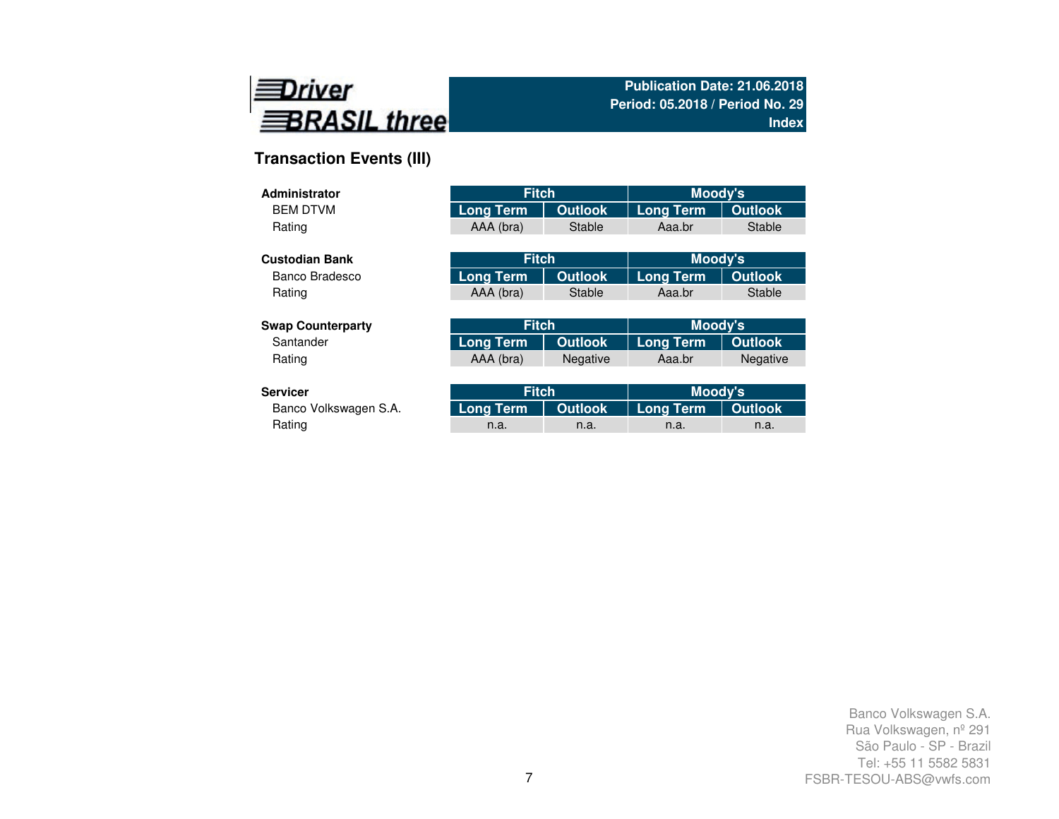Driver BRASIL three

**Publication Date: 21.06.2018**
**Period: 05.2018 / Period No. 29**
**Index**

## Transaction Events (III)

| **Administrator** | Fitch | | Moody's | |
|---|---|---|---|---|
| BEM DTVM | Long Term | Outlook | Long Term | Outlook |
| Rating | AAA (bra) | Stable | Aaa.br | Stable |

| **Custodian Bank** | Fitch | | Moody's | |
|---|---|---|---|---|
| Banco Bradesco | Long Term | Outlook | Long Term | Outlook |
| Rating | AAA (bra) | Stable | Aaa.br | Stable |

| **Swap Counterparty** | Fitch | | Moody's | |
|---|---|---|---|---|
| Santander | Long Term | Outlook | Long Term | Outlook |
| Rating | AAA (bra) | Negative | Aaa.br | Negative |

| **Servicer** | Fitch | | Moody's | |
|---|---|---|---|---|
| Banco Volkswagen S.A. | Long Term | Outlook | Long Term | Outlook |
| Rating | n.a. | n.a. | n.a. | n.a. |

Banco Volkswagen S.A.
Rua Volkswagen, nº 291
São Paulo - SP - Brazil
Tel: +55 11 5582 5831
FSBR-TESOU-ABS@vwfs.com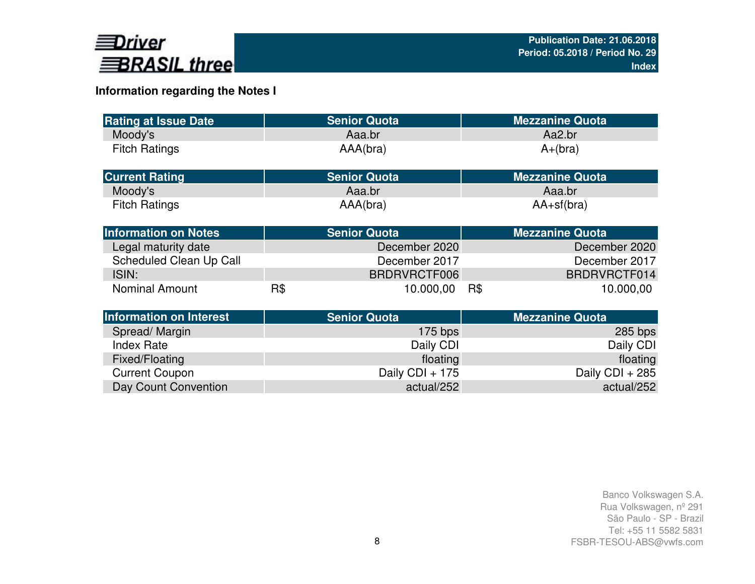## Information regarding the Notes I

| Rating at Issue Date | Senior Quota | Mezzanine Quota |
|---|---|---|
| Moody's | Aaa.br | Aa2.br |
| Fitch Ratings | AAA(bra) | A+(bra) |

| Current Rating | Senior Quota | Mezzanine Quota |
|---|---|---|
| Moody's | Aaa.br | Aaa.br |
| Fitch Ratings | AAA(bra) | AA+sf(bra) |

| Information on Notes | Senior Quota | Mezzanine Quota |
|---|---|---|
| Legal maturity date | December 2020 | December 2020 |
| Scheduled Clean Up Call | December 2017 | December 2017 |
| ISIN: | BRDRVRCTF006 | BRDRVRCTF014 |
| Nominal Amount | R$ 10.000,00 | R$ 10.000,00 |

| Information on Interest | Senior Quota | Mezzanine Quota |
|---|---|---|
| Spread/ Margin | 175 bps | 285 bps |
| Index Rate | Daily CDI | Daily CDI |
| Fixed/Floating | floating | floating |
| Current Coupon | Daily CDI + 175 | Daily CDI + 285 |
| Day Count Convention | actual/252 | actual/252 |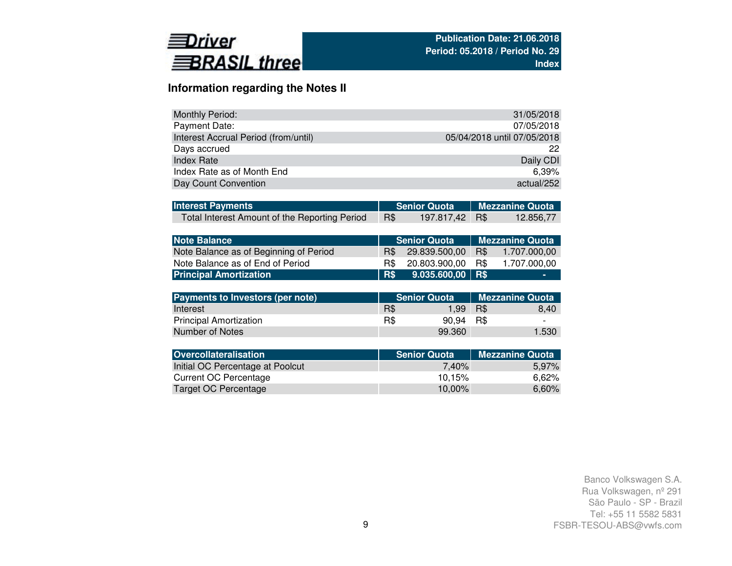Driver BRASIL three

Publication Date: 21.06.2018
Period: 05.2018 / Period No. 29
Index

## Information regarding the Notes II

| | |
|---|---|
| Monthly Period: | 31/05/2018 |
| Payment Date: | 07/05/2018 |
| Interest Accrual Period (from/until) | 05/04/2018 until 07/05/2018 |
| Days accrued | 22 |
| Index Rate | Daily CDI |
| Index Rate as of Month End | 6,39% |
| Day Count Convention | actual/252 |

| Interest Payments | Senior Quota | Mezzanine Quota |
|---|---|---|
| Total Interest Amount of the Reporting Period | R$ 197.817,42 | R$ 12.856,77 |

| Note Balance | Senior Quota | Mezzanine Quota |
|---|---|---|
| Note Balance as of Beginning of Period | R$ 29.839.500,00 | R$ 1.707.000,00 |
| Note Balance as of End of Period | R$ 20.803.900,00 | R$ 1.707.000,00 |
| **Principal Amortization** | **R$ 9.035.600,00** | **R$ -** |

| Payments to Investors (per note) | Senior Quota | Mezzanine Quota |
|---|---|---|
| Interest | R$ 1,99 | R$ 8,40 |
| Principal Amortization | R$ 90,94 | R$ - |
| Number of Notes | 99.360 | 1.530 |

| Overcollateralisation | Senior Quota | Mezzanine Quota |
|---|---|---|
| Initial OC Percentage at Poolcut | 7,40% | 5,97% |
| Current OC Percentage | 10,15% | 6,62% |
| Target OC Percentage | 10,00% | 6,60% |

Banco Volkswagen S.A.
Rua Volkswagen, nº 291
São Paulo - SP - Brazil
Tel: +55 11 5582 5831
FSBR-TESOU-ABS@vwfs.com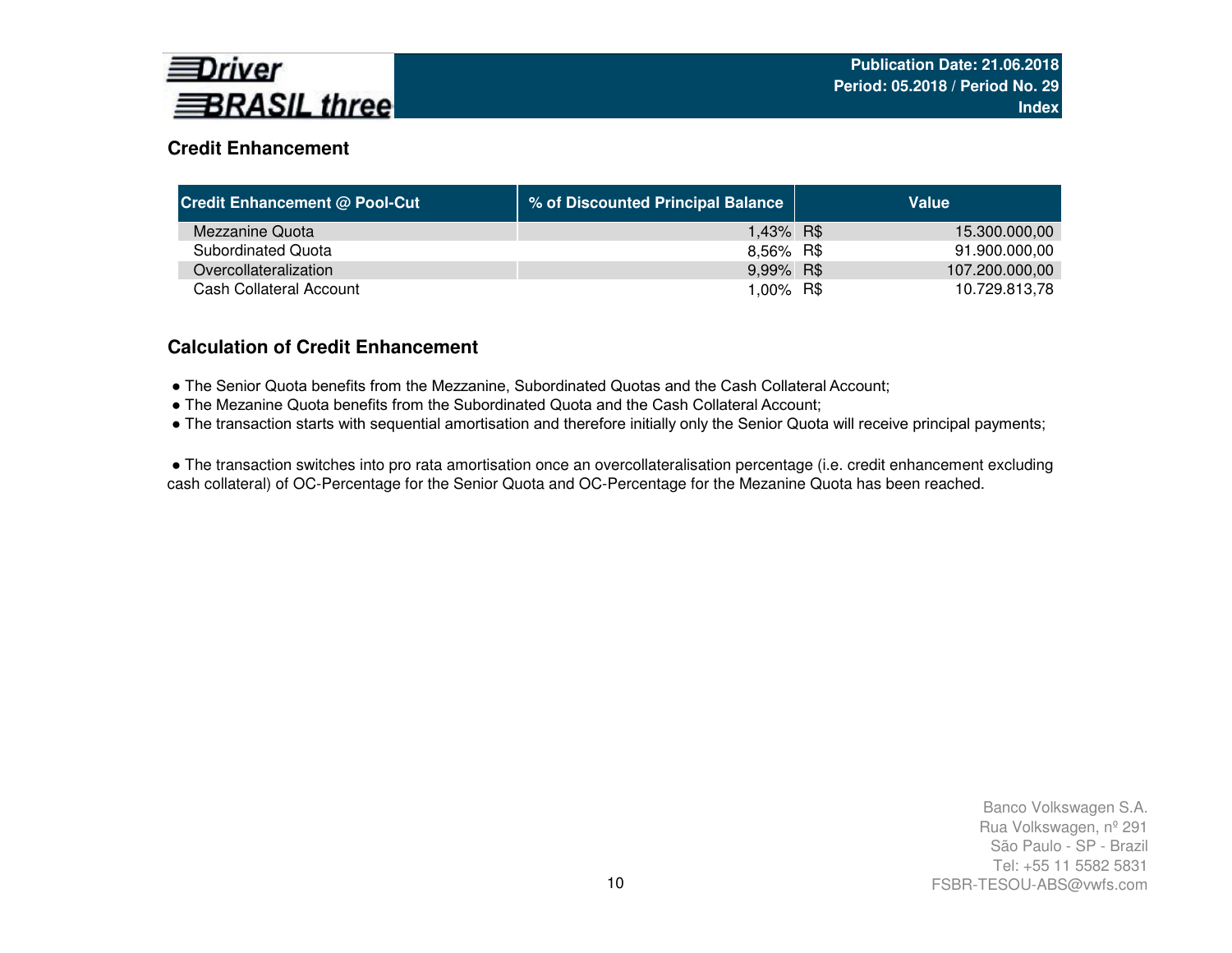## Credit Enhancement

| Credit Enhancement @ Pool-Cut | % of Discounted Principal Balance | Value | |
|---|---|---|---|
| Mezzanine Quota | 1,43% | R$ | 15.300.000,00 |
| Subordinated Quota | 8,56% | R$ | 91.900.000,00 |
| Overcollateralization | 9,99% | R$ | 107.200.000,00 |
| Cash Collateral Account | 1,00% | R$ | 10.729.813,78 |

## Calculation of Credit Enhancement

- The Senior Quota benefits from the Mezzanine, Subordinated Quotas and the Cash Collateral Account;
- The Mezanine Quota benefits from the Subordinated Quota and the Cash Collateral Account;
- The transaction starts with sequential amortisation and therefore initially only the Senior Quota will receive principal payments;

- The transaction switches into pro rata amortisation once an overcollateralisation percentage (i.e. credit enhancement excluding cash collateral) of OC-Percentage for the Senior Quota and OC-Percentage for the Mezanine Quota has been reached.

Banco Volkswagen S.A.
Rua Volkswagen, nº 291
São Paulo - SP - Brazil
Tel: +55 11 5582 5831
FSBR-TESOU-ABS@vwfs.com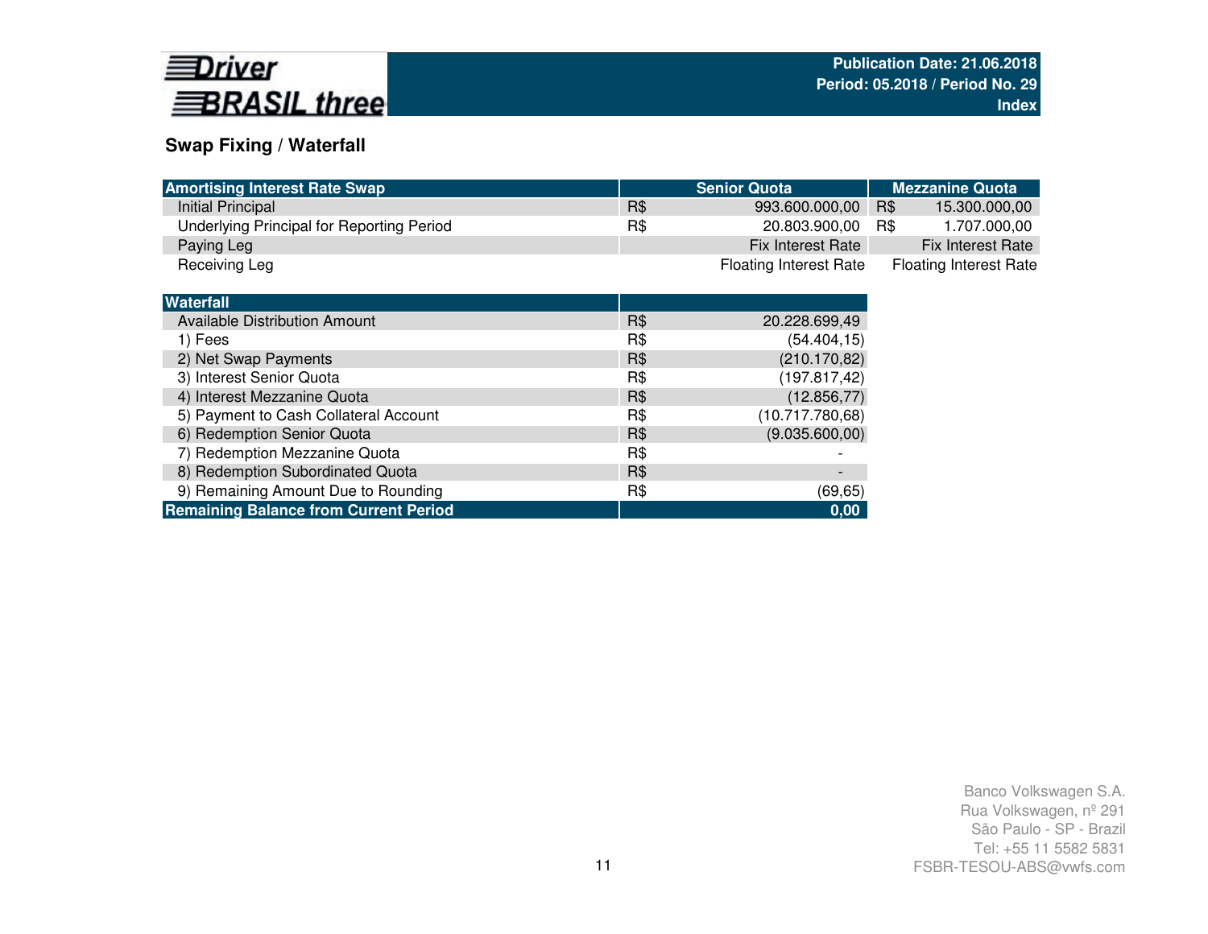Publication Date: 21.06.2018
Period: 05.2018 / Period No. 29
Index

## Swap Fixing / Waterfall

| Amortising Interest Rate Swap | Senior Quota | | Mezzanine Quota | |
|---|---|---|---|---|
| Initial Principal | R$ | 993.600.000,00 | R$ | 15.300.000,00 |
| Underlying Principal for Reporting Period | R$ | 20.803.900,00 | R$ | 1.707.000,00 |
| Paying Leg | | Fix Interest Rate | | Fix Interest Rate |
| Receiving Leg | | Floating Interest Rate | | Floating Interest Rate |

| Waterfall | | |
|---|---|---|
| Available Distribution Amount | R$ | 20.228.699,49 |
| 1) Fees | R$ | (54.404,15) |
| 2) Net Swap Payments | R$ | (210.170,82) |
| 3) Interest Senior Quota | R$ | (197.817,42) |
| 4) Interest Mezzanine Quota | R$ | (12.856,77) |
| 5) Payment to Cash Collateral Account | R$ | (10.717.780,68) |
| 6) Redemption Senior Quota | R$ | (9.035.600,00) |
| 7) Redemption Mezzanine Quota | R$ | - |
| 8) Redemption Subordinated Quota | R$ | - |
| 9) Remaining Amount Due to Rounding | R$ | (69,65) |
| **Remaining Balance from Current Period** | | **0,00** |

Banco Volkswagen S.A.
Rua Volkswagen, nº 291
São Paulo - SP - Brazil
Tel: +55 11 5582 5831
FSBR-TESOU-ABS@vwfs.com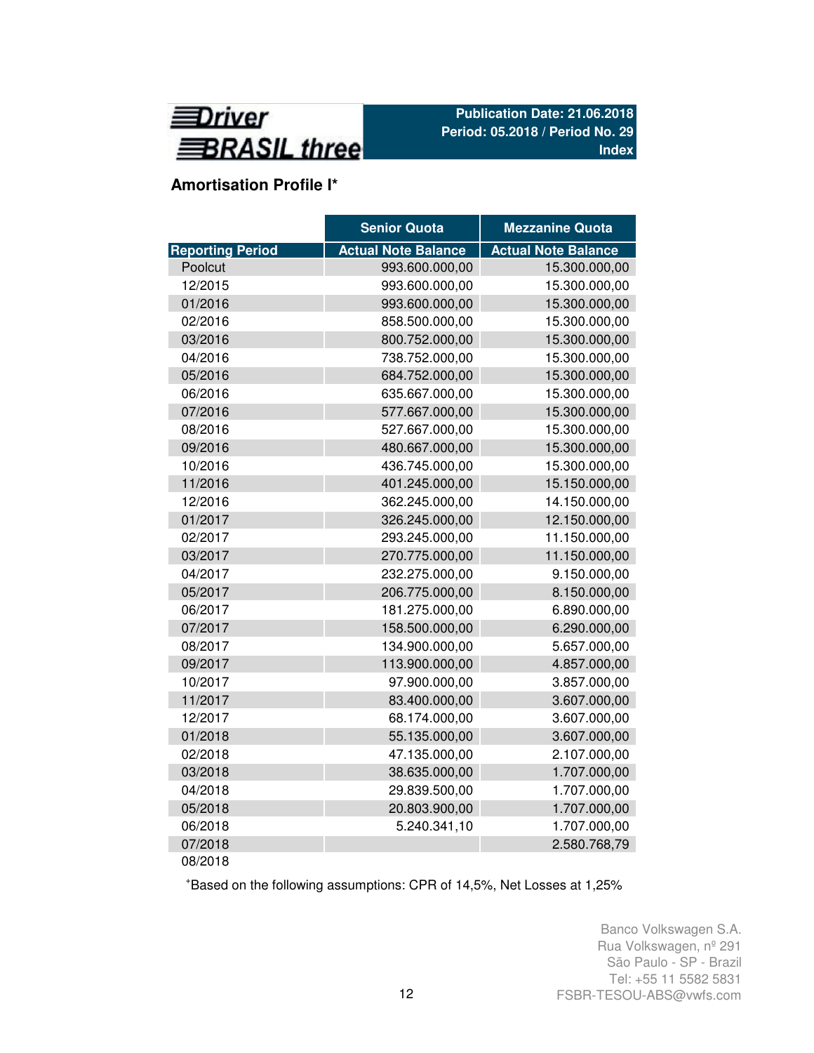## Amortisation Profile I*

| | Senior Quota | Mezzanine Quota |
|---|---|---|
| Reporting Period | Actual Note Balance | Actual Note Balance |
| Poolcut | 993.600.000,00 | 15.300.000,00 |
| 12/2015 | 993.600.000,00 | 15.300.000,00 |
| 01/2016 | 993.600.000,00 | 15.300.000,00 |
| 02/2016 | 858.500.000,00 | 15.300.000,00 |
| 03/2016 | 800.752.000,00 | 15.300.000,00 |
| 04/2016 | 738.752.000,00 | 15.300.000,00 |
| 05/2016 | 684.752.000,00 | 15.300.000,00 |
| 06/2016 | 635.667.000,00 | 15.300.000,00 |
| 07/2016 | 577.667.000,00 | 15.300.000,00 |
| 08/2016 | 527.667.000,00 | 15.300.000,00 |
| 09/2016 | 480.667.000,00 | 15.300.000,00 |
| 10/2016 | 436.745.000,00 | 15.300.000,00 |
| 11/2016 | 401.245.000,00 | 15.150.000,00 |
| 12/2016 | 362.245.000,00 | 14.150.000,00 |
| 01/2017 | 326.245.000,00 | 12.150.000,00 |
| 02/2017 | 293.245.000,00 | 11.150.000,00 |
| 03/2017 | 270.775.000,00 | 11.150.000,00 |
| 04/2017 | 232.275.000,00 | 9.150.000,00 |
| 05/2017 | 206.775.000,00 | 8.150.000,00 |
| 06/2017 | 181.275.000,00 | 6.890.000,00 |
| 07/2017 | 158.500.000,00 | 6.290.000,00 |
| 08/2017 | 134.900.000,00 | 5.657.000,00 |
| 09/2017 | 113.900.000,00 | 4.857.000,00 |
| 10/2017 | 97.900.000,00 | 3.857.000,00 |
| 11/2017 | 83.400.000,00 | 3.607.000,00 |
| 12/2017 | 68.174.000,00 | 3.607.000,00 |
| 01/2018 | 55.135.000,00 | 3.607.000,00 |
| 02/2018 | 47.135.000,00 | 2.107.000,00 |
| 03/2018 | 38.635.000,00 | 1.707.000,00 |
| 04/2018 | 29.839.500,00 | 1.707.000,00 |
| 05/2018 | 20.803.900,00 | 1.707.000,00 |
| 06/2018 | 5.240.341,10 | 1.707.000,00 |
| 07/2018 | | 2.580.768,79 |
| 08/2018 | | |

*Based on the following assumptions: CPR of 14,5%, Net Losses at 1,25%

Banco Volkswagen S.A.
Rua Volkswagen, nº 291
São Paulo - SP - Brazil
Tel: +55 11 5582 5831
FSBR-TESOU-ABS@vwfs.com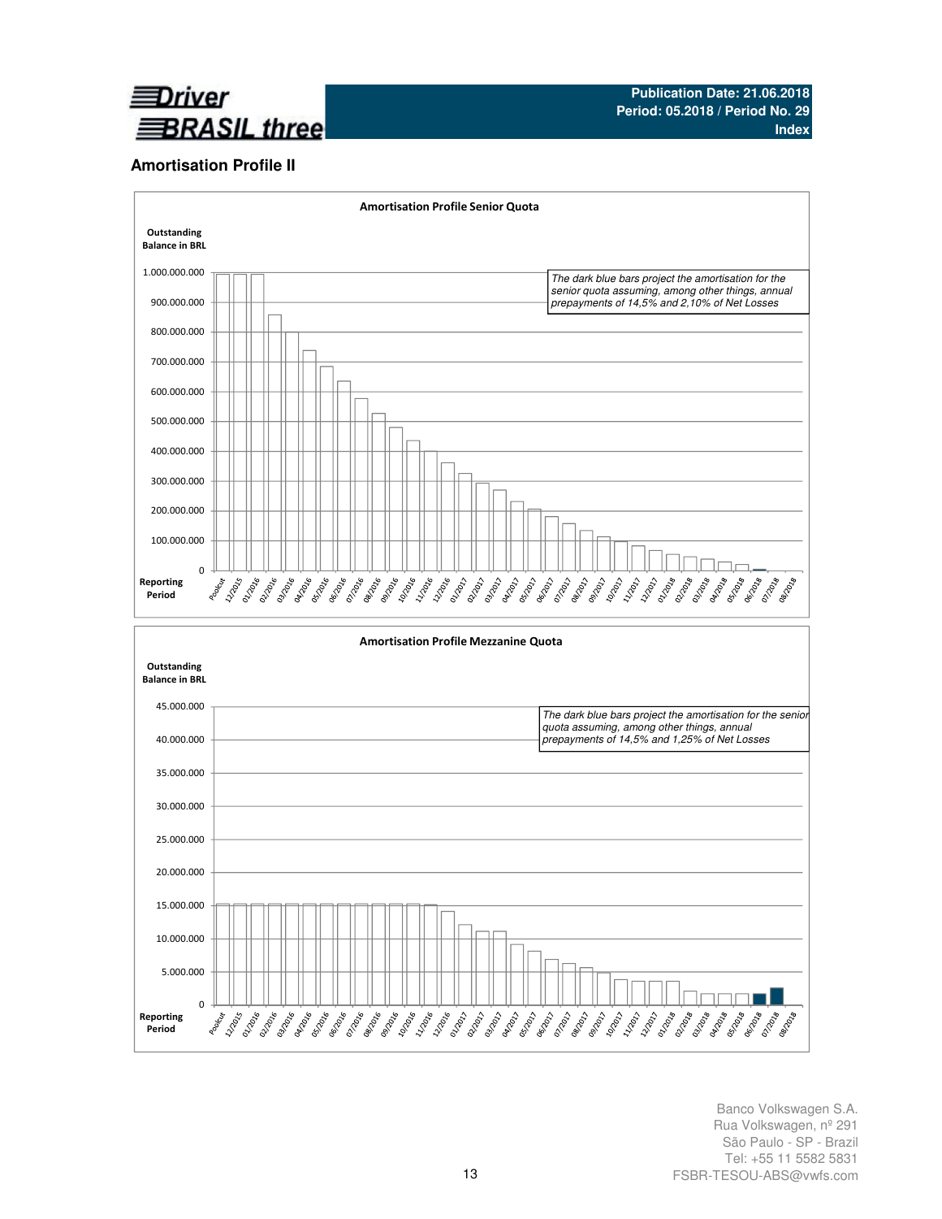## Amortisation Profile II

**Amortisation Profile Senior Quota**

Outstanding Balance in BRL

*The dark blue bars project the amortisation for the senior quota assuming, among other things, annual prepayments of 14,5% and 2,10% of Net Losses*

Reporting Period

**Amortisation Profile Mezzanine Quota**

Outstanding Balance in BRL

*The dark blue bars project the amortisation for the senior quota assuming, among other things, annual prepayments of 14,5% and 1,25% of Net Losses*

Reporting Period

Banco Volkswagen S.A.
Rua Volkswagen, nº 291
São Paulo - SP - Brazil
Tel: +55 11 5582 5831
FSBR-TESOU-ABS@vwfs.com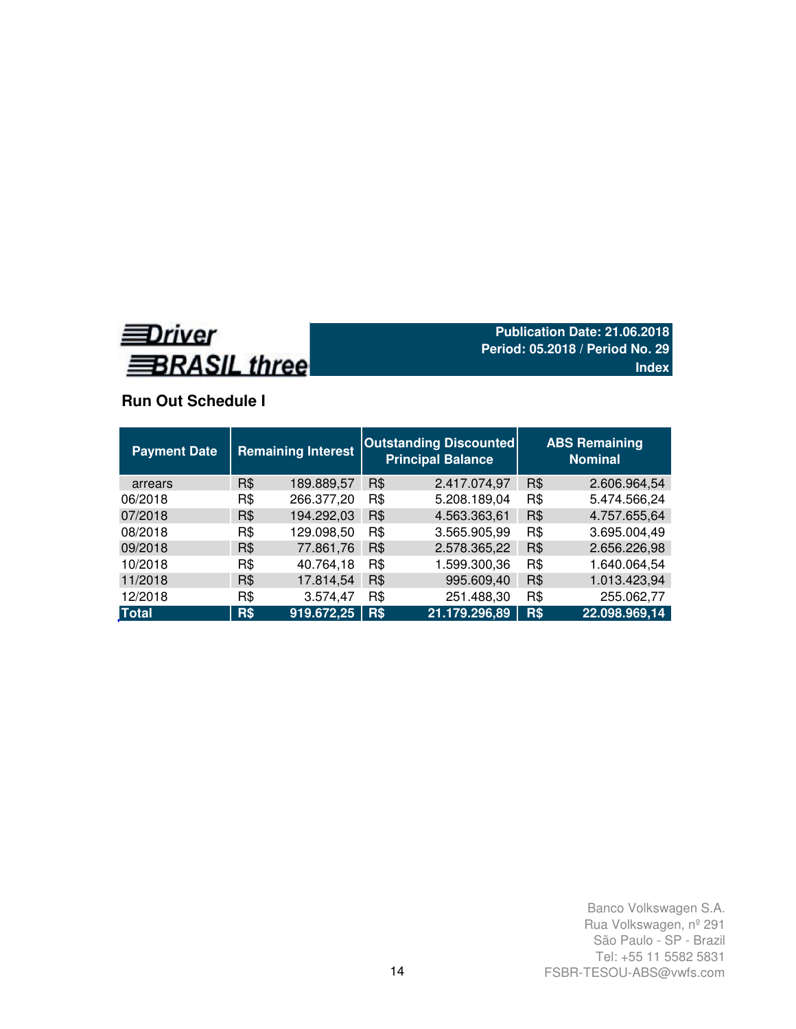**Driver BRASIL three**

**Publication Date: 21.06.2018**
**Period: 05.2018 / Period No. 29**
**Index**

## Run Out Schedule I

| Payment Date | Remaining Interest | | Outstanding Discounted Principal Balance | | ABS Remaining Nominal | |
|---|---|---|---|---|---|---|
| arrears | R$ | 189.889,57 | R$ | 2.417.074,97 | R$ | 2.606.964,54 |
| 06/2018 | R$ | 266.377,20 | R$ | 5.208.189,04 | R$ | 5.474.566,24 |
| 07/2018 | R$ | 194.292,03 | R$ | 4.563.363,61 | R$ | 4.757.655,64 |
| 08/2018 | R$ | 129.098,50 | R$ | 3.565.905,99 | R$ | 3.695.004,49 |
| 09/2018 | R$ | 77.861,76 | R$ | 2.578.365,22 | R$ | 2.656.226,98 |
| 10/2018 | R$ | 40.764,18 | R$ | 1.599.300,36 | R$ | 1.640.064,54 |
| 11/2018 | R$ | 17.814,54 | R$ | 995.609,40 | R$ | 1.013.423,94 |
| 12/2018 | R$ | 3.574,47 | R$ | 251.488,30 | R$ | 255.062,77 |
| **Total** | **R$** | **919.672,25** | **R$** | **21.179.296,89** | **R$** | **22.098.969,14** |

Banco Volkswagen S.A.
Rua Volkswagen, nº 291
São Paulo - SP - Brazil
Tel: +55 11 5582 5831
FSBR-TESOU-ABS@vwfs.com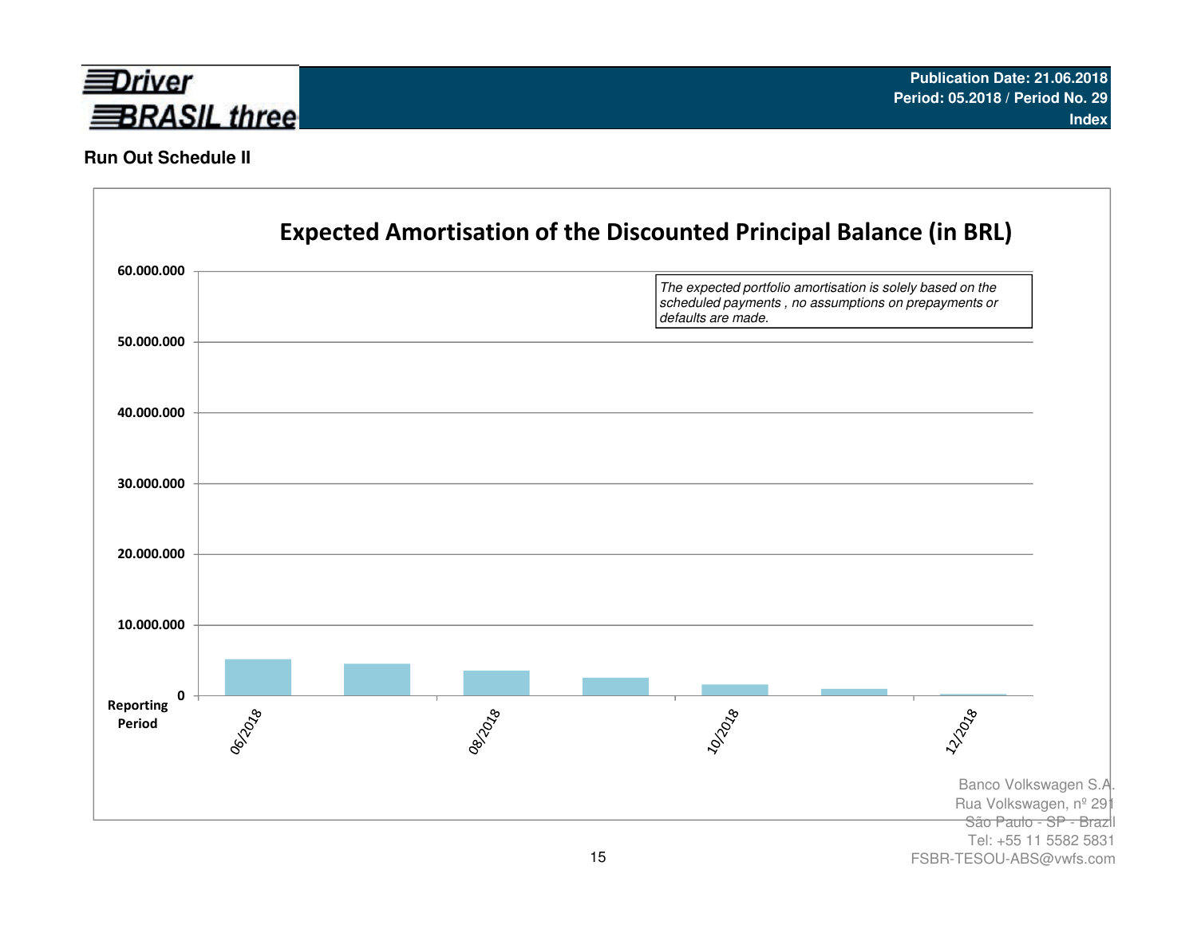**Publication Date: 21.06.2018**
**Period: 05.2018 / Period No. 29**
**Index**

## Run Out Schedule II

### Expected Amortisation of the Discounted Principal Balance (in BRL)

*The expected portfolio amortisation is solely based on the scheduled payments , no assumptions on prepayments or defaults are made.*

60.000.000
50.000.000
40.000.000
30.000.000
20.000.000
10.000.000
0

Reporting Period

06/2018 08/2018 10/2018 12/2018

Banco Volkswagen S.A.
Rua Volkswagen, nº 291
São Paulo - SP - Brazil
Tel: +55 11 5582 5831
FSBR-TESOU-ABS@vwfs.com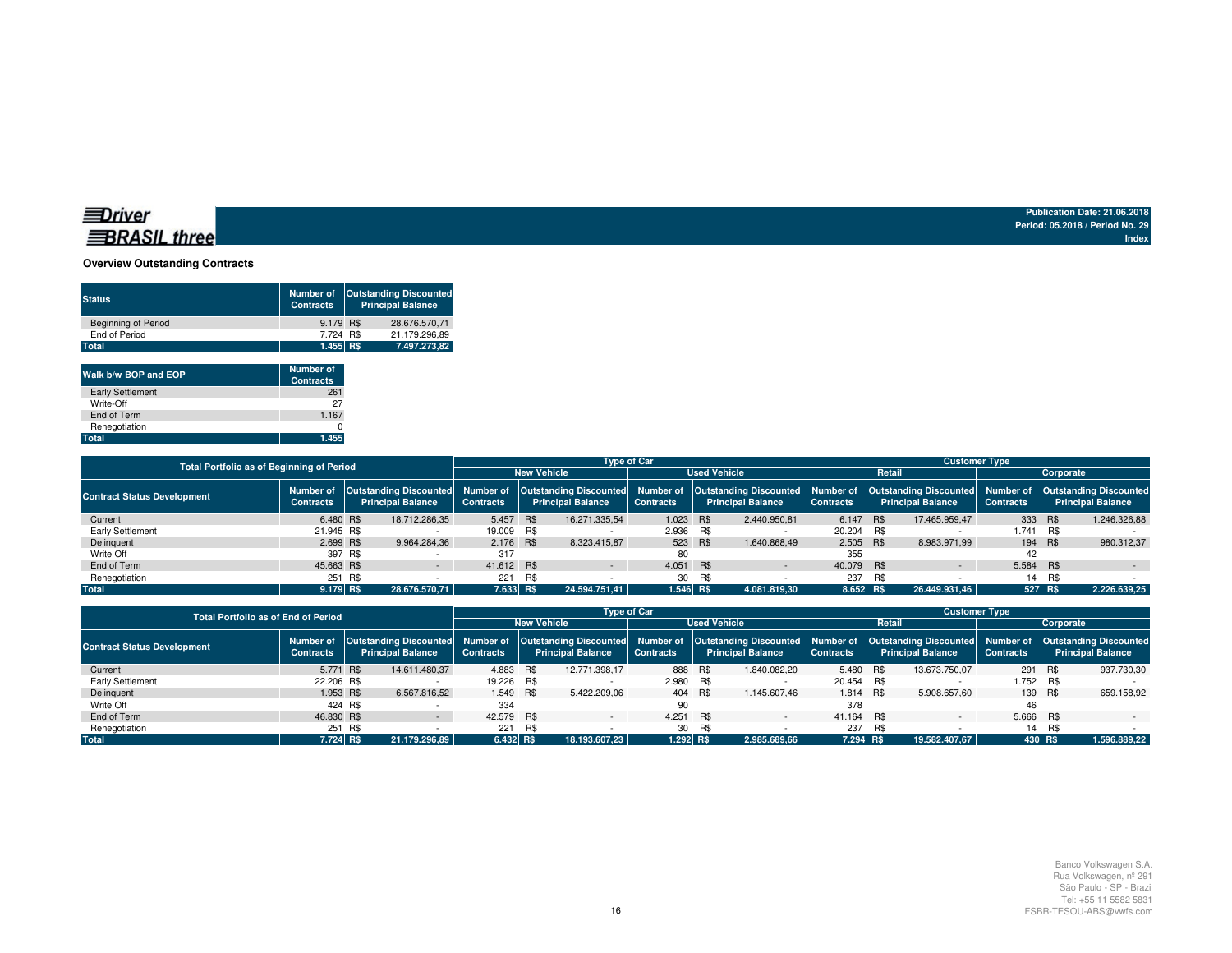**Driver BRASIL three**

Publication Date: 21.06.2018
Period: 05.2018 / Period No. 29
Index

### Overview Outstanding Contracts

| Status | Number of Contracts | Outstanding Discounted Principal Balance |
|---|---|---|
| Beginning of Period | 9.179 | R$ 28.676.570,71 |
| End of Period | 7.724 | R$ 21.179.296,89 |
| **Total** | **1.455** | **R$ 7.497.273,82** |

| Walk b/w BOP and EOP | Number of Contracts |
|---|---|
| Early Settlement | 261 |
| Write-Off | 27 |
| End of Term | 1.167 |
| Renegotiation | 0 |
| **Total** | **1.455** |

| Total Portfolio as of Beginning of Period | | | Type of Car | | | | Customer Type | | | |
|---|---|---|---|---|---|---|---|---|---|---|
| | | | New Vehicle | | Used Vehicle | | Retail | | Corporate | |
| Contract Status Development | Number of Contracts | Outstanding Discounted Principal Balance | Number of Contracts | Outstanding Discounted Principal Balance | Number of Contracts | Outstanding Discounted Principal Balance | Number of Contracts | Outstanding Discounted Principal Balance | Number of Contracts | Outstanding Discounted Principal Balance |
| Current | 6.480 | R$ 18.712.286,35 | 5.457 | R$ 16.271.335,54 | 1.023 | R$ 2.440.950,81 | 6.147 | R$ 17.465.959,47 | 333 | R$ 1.246.326,88 |
| Early Settlement | 21.945 | R$ - | 19.009 | R$ - | 2.936 | R$ - | 20.204 | R$ - | 1.741 | R$ - |
| Delinquent | 2.699 | R$ 9.964.284,36 | 2.176 | R$ 8.323.415,87 | 523 | R$ 1.640.868,49 | 2.505 | R$ 8.983.971,99 | 194 | R$ 980.312,37 |
| Write Off | 397 | R$ - | 317 | | 80 | | 355 | | 42 | |
| End of Term | 45.663 | R$ - | 41.612 | R$ - | 4.051 | R$ - | 40.079 | R$ - | 5.584 | R$ - |
| Renegotiation | 251 | R$ - | 221 | R$ - | 30 | R$ - | 237 | R$ - | 14 | R$ - |
| **Total** | **9.179** | **R$ 28.676.570,71** | **7.633** | **R$ 24.594.751,41** | **1.546** | **R$ 4.081.819,30** | **8.652** | **R$ 26.449.931,46** | **527** | **R$ 2.226.639,25** |

| Total Portfolio as of End of Period | | | Type of Car | | | | Customer Type | | | |
|---|---|---|---|---|---|---|---|---|---|---|
| | | | New Vehicle | | Used Vehicle | | Retail | | Corporate | |
| Contract Status Development | Number of Contracts | Outstanding Discounted Principal Balance | Number of Contracts | Outstanding Discounted Principal Balance | Number of Contracts | Outstanding Discounted Principal Balance | Number of Contracts | Outstanding Discounted Principal Balance | Number of Contracts | Outstanding Discounted Principal Balance |
| Current | 5.771 | R$ 14.611.480,37 | 4.883 | R$ 12.771.398,17 | 888 | R$ 1.840.082,20 | 5.480 | R$ 13.673.750,07 | 291 | R$ 937.730,30 |
| Early Settlement | 22.206 | R$ - | 19.226 | R$ - | 2.980 | R$ - | 20.454 | R$ - | 1.752 | R$ - |
| Delinquent | 1.953 | R$ 6.567.816,52 | 1.549 | R$ 5.422.209,06 | 404 | R$ 1.145.607,46 | 1.814 | R$ 5.908.657,60 | 139 | R$ 659.158,92 |
| Write Off | 424 | R$ - | 334 | | 90 | | 378 | | 46 | |
| End of Term | 46.830 | R$ - | 42.579 | R$ - | 4.251 | R$ - | 41.164 | R$ - | 5.666 | R$ - |
| Renegotiation | 251 | R$ - | 221 | R$ - | 30 | R$ - | 237 | R$ - | 14 | R$ - |
| **Total** | **7.724** | **R$ 21.179.296,89** | **6.432** | **R$ 18.193.607,23** | **1.292** | **R$ 2.985.689,66** | **7.294** | **R$ 19.582.407,67** | **430** | **R$ 1.596.889,22** |

Banco Volkswagen S.A.
Rua Volkswagen, nº 291
São Paulo - SP - Brazil
Tel: +55 11 5582 5831
FSBR-TESOU-ABS@vwfs.com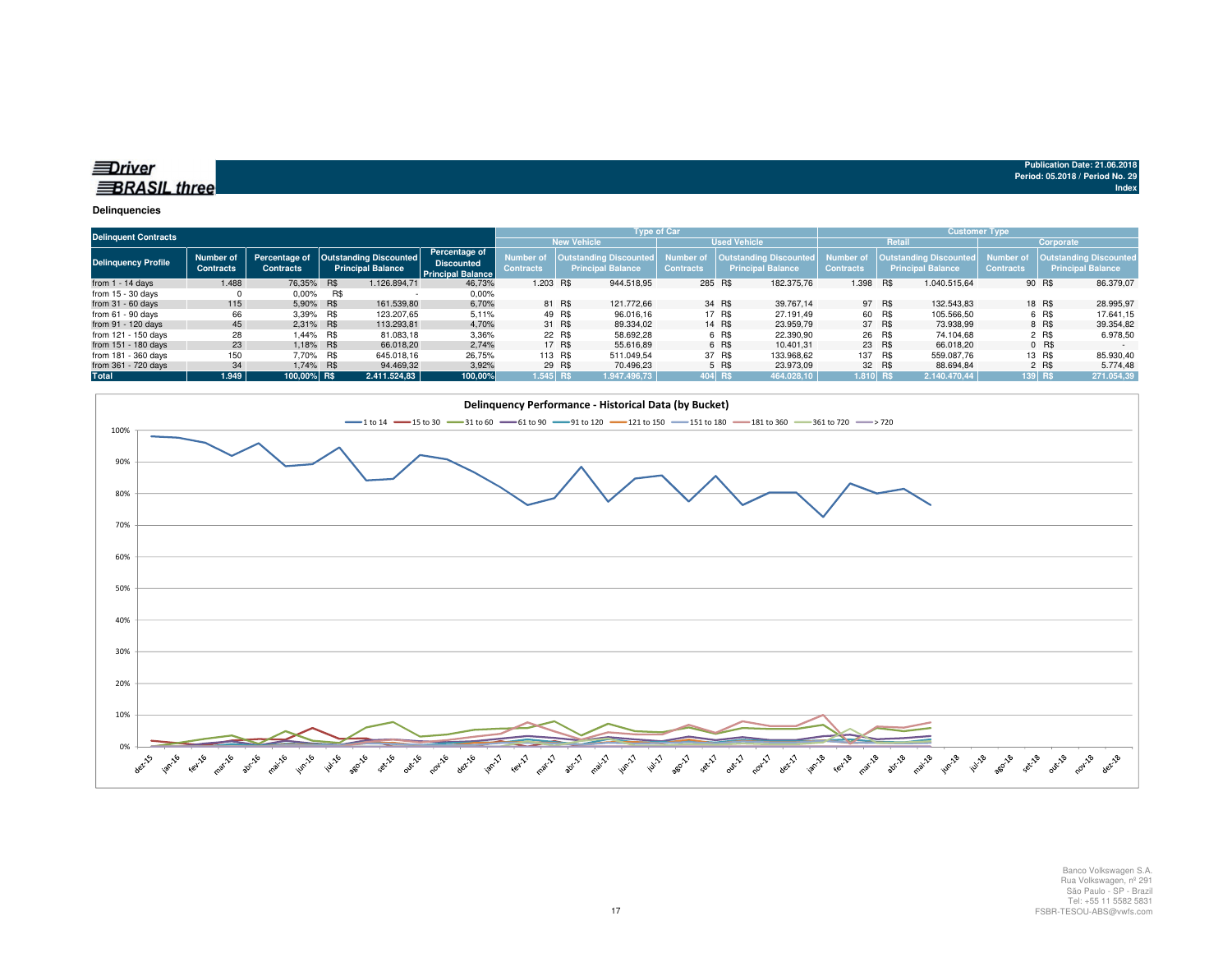Driver BRASIL three

**Publication Date: 21.06.2018**
**Period: 05.2018 / Period No. 29**
**Index**

## Delinquencies

| Delinquent Contracts | | | | | Type of Car | | | | Customer Type | | | |
|---|---|---|---|---|---|---|---|---|---|---|---|---|
| | | | | | New Vehicle | | Used Vehicle | | Retail | | Corporate | |
| Delinquency Profile | Number of Contracts | Percentage of Contracts | Outstanding Discounted Principal Balance | Percentage of Discounted Principal Balance | Number of Contracts | Outstanding Discounted Principal Balance | Number of Contracts | Outstanding Discounted Principal Balance | Number of Contracts | Outstanding Discounted Principal Balance | Number of Contracts | Outstanding Discounted Principal Balance |
| from 1 - 14 days | 1.488 | 76,35% | R$ 1.126.894,71 | 46,73% | 1.203 | R$ 944.518,95 | 285 | R$ 182.375,76 | 1.398 | R$ 1.040.515,64 | 90 | R$ 86.379,07 |
| from 15 - 30 days | 0 | 0,00% | R$ - | 0,00% | | | | | | | | |
| from 31 - 60 days | 115 | 5,90% | R$ 161.539,80 | 6,70% | 81 | R$ 121.772,66 | 34 | R$ 39.767,14 | 97 | R$ 132.543,83 | 18 | R$ 28.995,97 |
| from 61 - 90 days | 66 | 3,39% | R$ 123.207,65 | 5,11% | 49 | R$ 96.016,16 | 17 | R$ 27.191,49 | 60 | R$ 105.566,50 | 6 | R$ 17.641,15 |
| from 91 - 120 days | 45 | 2,31% | R$ 113.293,81 | 4,70% | 31 | R$ 89.334,02 | 14 | R$ 23.959,79 | 37 | R$ 73.938,99 | 8 | R$ 39.354,82 |
| from 121 - 150 days | 28 | 1,44% | R$ 81.083,18 | 3,36% | 22 | R$ 58.692,28 | 6 | R$ 22.390,90 | 26 | R$ 74.104,68 | 2 | R$ 6.978,50 |
| from 151 - 180 days | 23 | 1,18% | R$ 66.018,20 | 2,74% | 17 | R$ 55.616,89 | 6 | R$ 10.401,31 | 23 | R$ 66.018,20 | 0 | R$ - |
| from 181 - 360 days | 150 | 7,70% | R$ 645.018,16 | 26,75% | 113 | R$ 511.049,54 | 37 | R$ 133.968,62 | 137 | R$ 559.087,76 | 13 | R$ 85.930,40 |
| from 361 - 720 days | 34 | 1,74% | R$ 94.469,32 | 3,92% | 29 | R$ 70.496,23 | 5 | R$ 23.973,09 | 32 | R$ 88.694,84 | 2 | R$ 5.774,48 |
| **Total** | **1.949** | **100,00%** | **R$ 2.411.524,83** | **100,00%** | **1.545** | **R$ 1.947.496,73** | **404** | **R$ 464.028,10** | **1.810** | **R$ 2.140.470,44** | **139** | **R$ 271.054,39** |

**Delinquency Performance - Historical Data (by Bucket)**

Banco Volkswagen S.A.
Rua Volkswagen, nº 291
São Paulo - SP - Brazil
Tel: +55 11 5582 5831
FSBR-TESOU-ABS@vwfs.com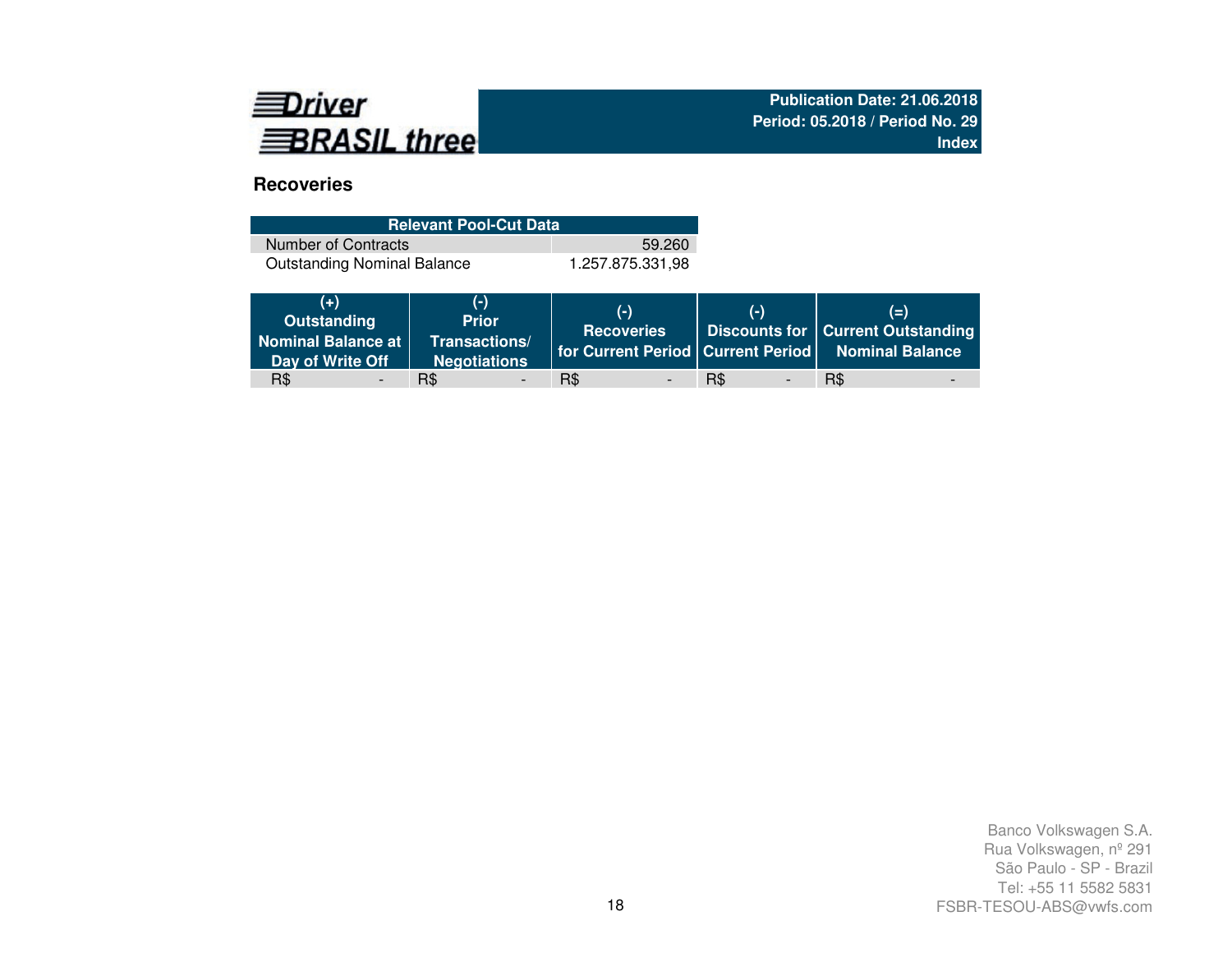Driver BRASIL three

**Publication Date: 21.06.2018**
**Period: 05.2018 / Period No. 29**
**Index**

## Recoveries

| Relevant Pool-Cut Data | |
|---|---|
| Number of Contracts | 59.260 |
| Outstanding Nominal Balance | 1.257.875.331,98 |

| (+) Outstanding Nominal Balance at Day of Write Off | (-) Prior Transactions/ Negotiations | (-) Recoveries for Current Period | (-) Discounts for Current Period | (=) Current Outstanding Nominal Balance |
|---|---|---|---|---|
| R$ - | R$ - | R$ - | R$ - | R$ - |

Banco Volkswagen S.A.
Rua Volkswagen, nº 291
São Paulo - SP - Brazil
Tel: +55 11 5582 5831
FSBR-TESOU-ABS@vwfs.com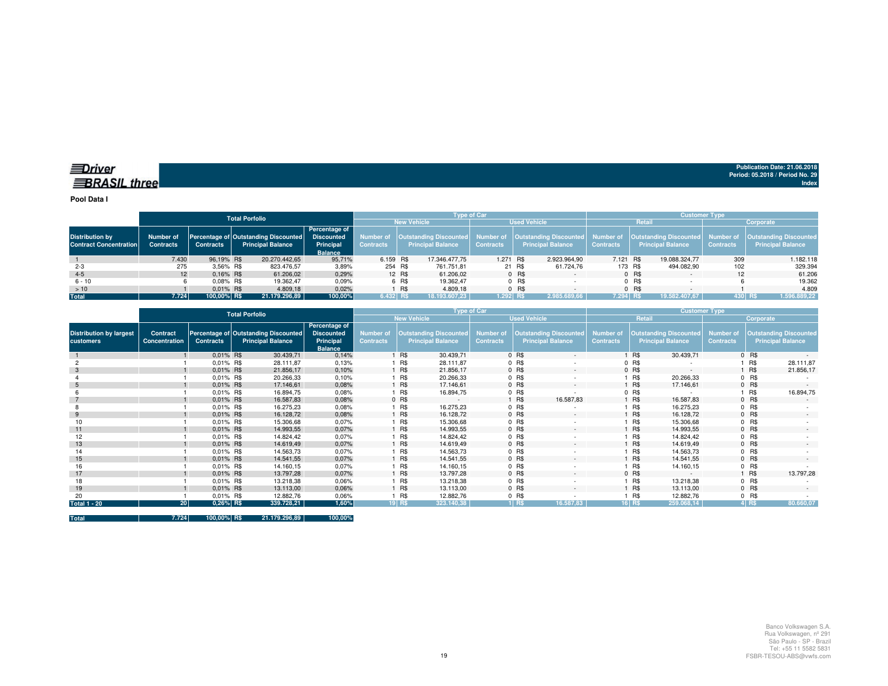Driver BRASIL three

Publication Date: 21.06.2018
Period: 05.2018 / Period No. 29
Index

**Pool Data I**

| Distribution by Contract Concentration | Total Porfolio | | | | Type of Car | | | | Customer Type | | | |
|---|---|---|---|---|---|---|---|---|---|---|---|---|
| | | | | | New Vehicle | | Used Vehicle | | Retail | | Corporate | |
| | Number of Contracts | Percentage of Contracts | Outstanding Discounted Principal Balance | Percentage of Discounted Principal Balance | Number of Contracts | Outstanding Discounted Principal Balance | Number of Contracts | Outstanding Discounted Principal Balance | Number of Contracts | Outstanding Discounted Principal Balance | Number of Contracts | Outstanding Discounted Principal Balance |
| 1 | 7.430 | 96,19% | R$ 20.270.442,65 | 95,71% | 6.159 | R$ 17.346.477,75 | 1.271 | R$ 2.923.964,90 | 7.121 | R$ 19.088.324,77 | 309 | 1.182.118 |
| 2-3 | 275 | 3,56% | R$ 823.476,57 | 3,89% | 254 | R$ 761.751,81 | 21 | R$ 61.724,76 | 173 | R$ 494.082,90 | 102 | 329.394 |
| 4-5 | 12 | 0,16% | R$ 61.206,02 | 0,29% | 12 | R$ 61.206,02 | 0 | R$ - | 0 | R$ - | 12 | 61.206 |
| 6 - 10 | 6 | 0,08% | R$ 19.362,47 | 0,09% | 6 | R$ 19.362,47 | 0 | R$ - | 0 | R$ - | 6 | 19.362 |
| > 10 | 1 | 0,01% | R$ 4.809,18 | 0,02% | 1 | R$ 4.809,18 | 0 | R$ - | 0 | R$ - | 1 | 4.809 |
| **Total** | **7.724** | **100,00%** | **R$ 21.179.296,89** | **100,00%** | **6.432** | **R$ 18.193.607,23** | **1.292** | **R$ 2.985.689,66** | **7.294** | **R$ 19.582.407,67** | **430** | **R$ 1.596.889,22** |

| Distribution by largest customers | Total Porfolio | | | | Type of Car | | | | Customer Type | | | |
|---|---|---|---|---|---|---|---|---|---|---|---|---|
| | | | | | New Vehicle | | Used Vehicle | | Retail | | Corporate | |
| | Contract Concentration | Percentage of Contracts | Outstanding Discounted Principal Balance | Percentage of Discounted Principal Balance | Number of Contracts | Outstanding Discounted Principal Balance | Number of Contracts | Outstanding Discounted Principal Balance | Number of Contracts | Outstanding Discounted Principal Balance | Number of Contracts | Outstanding Discounted Principal Balance |
| 1 | 1 | 0,01% | R$ 30.439,71 | 0,14% | 1 | R$ 30.439,71 | 0 | R$ - | 1 | R$ 30.439,71 | 0 | R$ - |
| 2 | 1 | 0,01% | R$ 28.111,87 | 0,13% | 1 | R$ 28.111,87 | 0 | R$ - | 0 | R$ - | 1 | R$ 28.111,87 |
| 3 | 1 | 0,01% | R$ 21.856,17 | 0,10% | 1 | R$ 21.856,17 | 0 | R$ - | 0 | R$ - | 1 | R$ 21.856,17 |
| 4 | 1 | 0,01% | R$ 20.266,33 | 0,10% | 1 | R$ 20.266,33 | 0 | R$ - | 1 | R$ 20.266,33 | 0 | R$ - |
| 5 | 1 | 0,01% | R$ 17.146,61 | 0,08% | 1 | R$ 17.146,61 | 0 | R$ - | 1 | R$ 17.146,61 | 0 | R$ - |
| 6 | 1 | 0,01% | R$ 16.894,75 | 0,08% | 1 | R$ 16.894,75 | 0 | R$ - | 0 | R$ - | 1 | R$ 16.894,75 |
| 7 | 1 | 0,01% | R$ 16.587,83 | 0,08% | 0 | R$ - | 1 | R$ 16.587,83 | 1 | R$ 16.587,83 | 0 | R$ - |
| 8 | 1 | 0,01% | R$ 16.275,23 | 0,08% | 1 | R$ 16.275,23 | 0 | R$ - | 1 | R$ 16.275,23 | 0 | R$ - |
| 9 | 1 | 0,01% | R$ 16.128,72 | 0,08% | 1 | R$ 16.128,72 | 0 | R$ - | 1 | R$ 16.128,72 | 0 | R$ - |
| 10 | 1 | 0,01% | R$ 15.306,68 | 0,07% | 1 | R$ 15.306,68 | 0 | R$ - | 1 | R$ 15.306,68 | 0 | R$ - |
| 11 | 1 | 0,01% | R$ 14.993,55 | 0,07% | 1 | R$ 14.993,55 | 0 | R$ - | 1 | R$ 14.993,55 | 0 | R$ - |
| 12 | 1 | 0,01% | R$ 14.824,42 | 0,07% | 1 | R$ 14.824,42 | 0 | R$ - | 1 | R$ 14.824,42 | 0 | R$ - |
| 13 | 1 | 0,01% | R$ 14.619,49 | 0,07% | 1 | R$ 14.619,49 | 0 | R$ - | 1 | R$ 14.619,49 | 0 | R$ - |
| 14 | 1 | 0,01% | R$ 14.563,73 | 0,07% | 1 | R$ 14.563,73 | 0 | R$ - | 1 | R$ 14.563,73 | 0 | R$ - |
| 15 | 1 | 0,01% | R$ 14.541,55 | 0,07% | 1 | R$ 14.541,55 | 0 | R$ - | 1 | R$ 14.541,55 | 0 | R$ - |
| 16 | 1 | 0,01% | R$ 14.160,15 | 0,07% | 1 | R$ 14.160,15 | 0 | R$ - | 1 | R$ 14.160,15 | 0 | R$ - |
| 17 | 1 | 0,01% | R$ 13.797,28 | 0,07% | 1 | R$ 13.797,28 | 0 | R$ - | 0 | R$ - | 1 | R$ 13.797,28 |
| 18 | 1 | 0,01% | R$ 13.218,38 | 0,06% | 1 | R$ 13.218,38 | 0 | R$ - | 1 | R$ 13.218,38 | 0 | R$ - |
| 19 | 1 | 0,01% | R$ 13.113,00 | 0,06% | 1 | R$ 13.113,00 | 0 | R$ - | 1 | R$ 13.113,00 | 0 | R$ - |
| 20 | 1 | 0,01% | R$ 12.882,76 | 0,06% | 1 | R$ 12.882,76 | 0 | R$ - | 1 | R$ 12.882,76 | 0 | R$ - |
| **Total 1 - 20** | **20** | **0,26%** | **R$ 339.728,21** | **1,60%** | **19** | **R$ 323.140,38** | **1** | **R$ 16.587,83** | **16** | **R$ 259.068,14** | **4** | **R$ 80.660,07** |
| **Total** | **7.724** | **100,00%** | **R$ 21.179.296,89** | **100,00%** | | | | | | | | |

Banco Volkswagen S.A.
Rua Volkswagen, nº 291
São Paulo - SP - Brazil
Tel: +55 11 5582 5831
FSBR-TESOU-ABS@vwfs.com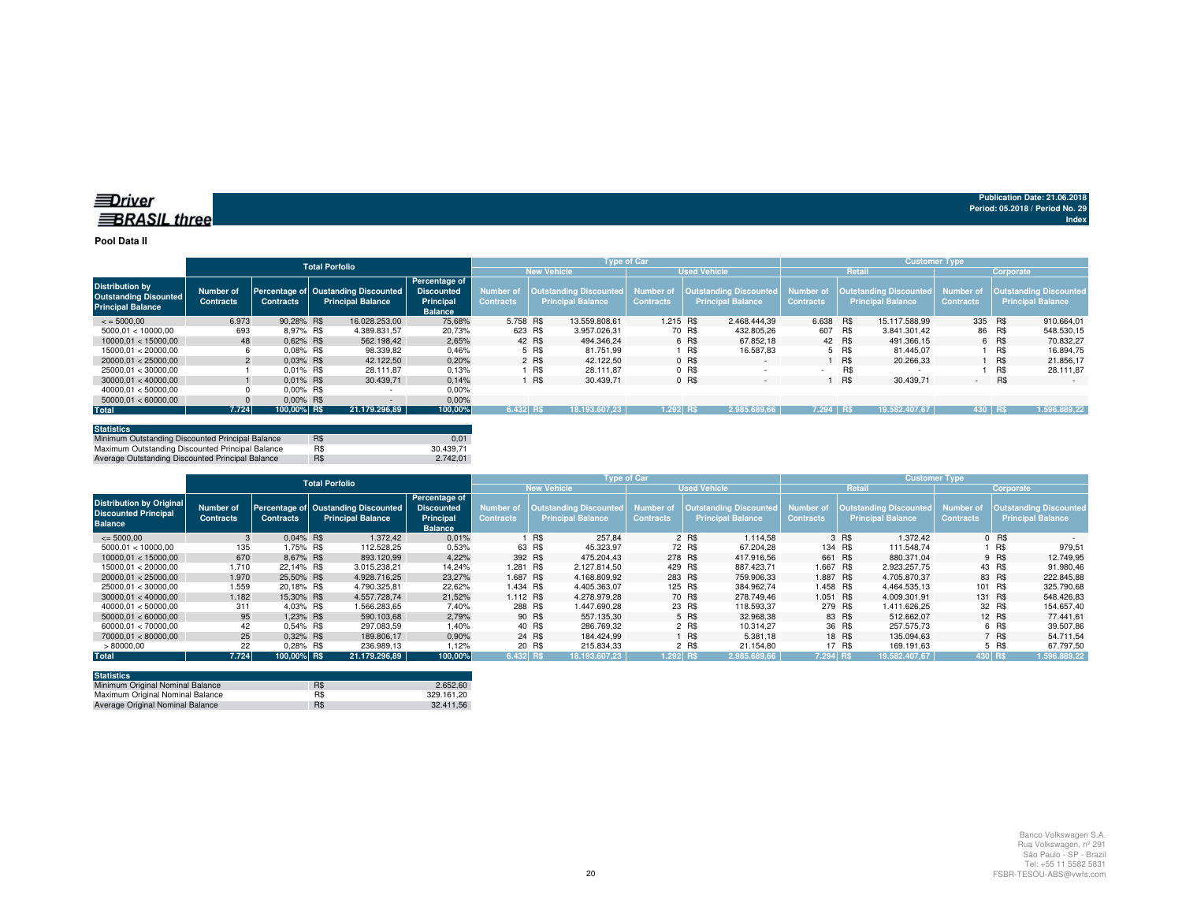**Driver BRASIL three**

Publication Date: 21.06.2018
Period: 05.2018 / Period No. 29
Index

## Pool Data II

| Distribution by Outstanding Discounted Principal Balance | Total Porfolio | | | | Type of Car | | | | Customer Type | | | |
|---|---|---|---|---|---|---|---|---|---|---|---|---|
| | | | | | New Vehicle | | Used Vehicle | | Retail | | Corporate | |
| | Number of Contracts | Percentage of Contracts | Oustanding Discounted Principal Balance | Percentage of Discounted Principal Balance | Number of Contracts | Outstanding Discounted Principal Balance | Number of Contracts | Outstanding Discounted Principal Balance | Number of Contracts | Outstanding Discounted Principal Balance | Number of Contracts | Outstanding Discounted Principal Balance |
| < = 5000,00 | 6.973 | 90,28% | R$ 16.028.253,00 | 75,68% | 5.758 | R$ 13.559.808,61 | 1.215 | R$ 2.468.444,39 | 6.638 | R$ 15.117.588,99 | 335 | R$ 910.664,01 |
| 5000,01 < 10000,00 | 693 | 8,97% | R$ 4.389.831,57 | 20,73% | 623 | R$ 3.957.026,31 | 70 | R$ 432.805,26 | 607 | R$ 3.841.301,42 | 86 | R$ 548.530,15 |
| 10000,01 < 15000,00 | 48 | 0,62% | R$ 562.198,42 | 2,65% | 42 | R$ 494.346,24 | 6 | R$ 67.852,18 | 42 | R$ 491.366,15 | 6 | R$ 70.832,27 |
| 15000,01 < 20000,00 | 6 | 0,08% | R$ 98.339,82 | 0,46% | 5 | R$ 81.751,99 | 1 | R$ 16.587,83 | 5 | R$ 81.445,07 | 1 | R$ 16.894,75 |
| 20000,01 < 25000,00 | 2 | 0,03% | R$ 42.122,50 | 0,20% | 2 | R$ 42.122,50 | 0 | R$ - | 1 | R$ 20.266,33 | 1 | R$ 21.856,17 |
| 25000,01 < 30000,00 | 1 | 0,01% | R$ 28.111,87 | 0,13% | 1 | R$ 28.111,87 | 0 | R$ - | - | R$ - | 1 | R$ 28.111,87 |
| 30000,01 < 40000,00 | 1 | 0,01% | R$ 30.439,71 | 0,14% | 1 | R$ 30.439,71 | 0 | R$ - | 1 | R$ 30.439,71 | - | R$ - |
| 40000,01 < 50000,00 | 0 | 0,00% | R$ - | 0,00% | | | | | | | | |
| 50000,01 < 60000,00 | 0 | 0,00% | R$ - | 0,00% | | | | | | | | |
| **Total** | **7.724** | **100,00%** | **R$ 21.179.296,89** | **100,00%** | **6.432** | **R$ 18.193.607,23** | **1.292** | **R$ 2.985.689,66** | **7.294** | **R$ 19.582.407,67** | **430** | **R$ 1.596.889,22** |

| Statistics | | |
|---|---|---|
| Minimum Outstanding Discounted Principal Balance | R$ | 0,01 |
| Maximum Outstanding Discounted Principal Balance | R$ | 30.439,71 |
| Average Outstanding Discounted Principal Balance | R$ | 2.742,01 |

| Distribution by Original Discounted Principal Balance | Total Porfolio | | | | Type of Car | | | | Customer Type | | | |
|---|---|---|---|---|---|---|---|---|---|---|---|---|
| | | | | | New Vehicle | | Used Vehicle | | Retail | | Corporate | |
| | Number of Contracts | Percentage of Contracts | Oustanding Discounted Principal Balance | Percentage of Discounted Principal Balance | Number of Contracts | Outstanding Discounted Principal Balance | Number of Contracts | Outstanding Discounted Principal Balance | Number of Contracts | Outstanding Discounted Principal Balance | Number of Contracts | Outstanding Discounted Principal Balance |
| <= 5000,00 | 3 | 0,04% | R$ 1.372,42 | 0,01% | 1 | R$ 257,84 | 2 | R$ 1.114,58 | 3 | R$ 1.372,42 | 0 | R$ - |
| 5000,01 < 10000,00 | 135 | 1,75% | R$ 112.528,25 | 0,53% | 63 | R$ 45.323,97 | 72 | R$ 67.204,28 | 134 | R$ 111.548,74 | 1 | R$ 979,51 |
| 10000,01 < 15000,00 | 670 | 8,67% | R$ 893.120,99 | 4,22% | 392 | R$ 475.204,43 | 278 | R$ 417.916,56 | 661 | R$ 880.371,04 | 9 | R$ 12.749,95 |
| 15000,01 < 20000,00 | 1.710 | 22,14% | R$ 3.015.238,21 | 14,24% | 1.281 | R$ 2.127.814,50 | 429 | R$ 887.423,71 | 1.667 | R$ 2.923.257,75 | 43 | R$ 91.980,46 |
| 20000,01 < 25000,00 | 1.970 | 25,50% | R$ 4.928.716,25 | 23,27% | 1.687 | R$ 4.168.809,92 | 283 | R$ 759.906,33 | 1.887 | R$ 4.705.870,37 | 83 | R$ 222.845,88 |
| 25000,01 < 30000,00 | 1.559 | 20,18% | R$ 4.790.325,81 | 22,62% | 1.434 | R$ 4.405.363,07 | 125 | R$ 384.962,74 | 1.458 | R$ 4.464.535,13 | 101 | R$ 325.790,68 |
| 30000,01 < 40000,00 | 1.182 | 15,30% | R$ 4.557.728,74 | 21,52% | 1.112 | R$ 4.278.979,28 | 70 | R$ 278.749,46 | 1.051 | R$ 4.009.301,91 | 131 | R$ 548.426,83 |
| 40000,01 < 50000,00 | 311 | 4,03% | R$ 1.566.283,65 | 7,40% | 288 | R$ 1.447.690,28 | 23 | R$ 118.593,37 | 279 | R$ 1.411.626,25 | 32 | R$ 154.657,40 |
| 50000,01 < 60000,00 | 95 | 1,23% | R$ 590.103,68 | 2,79% | 90 | R$ 557.135,30 | 5 | R$ 32.968,38 | 83 | R$ 512.662,07 | 12 | R$ 77.441,61 |
| 60000,01 < 70000,00 | 42 | 0,54% | R$ 297.083,59 | 1,40% | 40 | R$ 286.769,32 | 2 | R$ 10.314,27 | 36 | R$ 257.575,73 | 6 | R$ 39.507,86 |
| 70000,01 < 80000,00 | 25 | 0,32% | R$ 189.806,17 | 0,90% | 24 | R$ 184.424,99 | 1 | R$ 5.381,18 | 18 | R$ 135.094,63 | 7 | R$ 54.711,54 |
| > 80000,00 | 22 | 0,28% | R$ 236.989,13 | 1,12% | 20 | R$ 215.834,33 | 2 | R$ 21.154,80 | 17 | R$ 169.191,63 | 5 | R$ 67.797,50 |
| **Total** | **7.724** | **100,00%** | **R$ 21.179.296,89** | **100,00%** | **6.432** | **R$ 18.193.607,23** | **1.292** | **R$ 2.985.689,66** | **7.294** | **R$ 19.582.407,67** | **430** | **R$ 1.596.889,22** |

| Statistics | | |
|---|---|---|
| Minimum Original Nominal Balance | R$ | 2.652,60 |
| Maximum Original Nominal Balance | R$ | 329.161,20 |
| Average Original Nominal Balance | R$ | 32.411,56 |

Banco Volkswagen S.A.
Rua Volkswagen, nº 291
São Paulo - SP - Brazil
Tel: +55 11 5582 5831
FSBR-TESOU-ABS@vwfs.com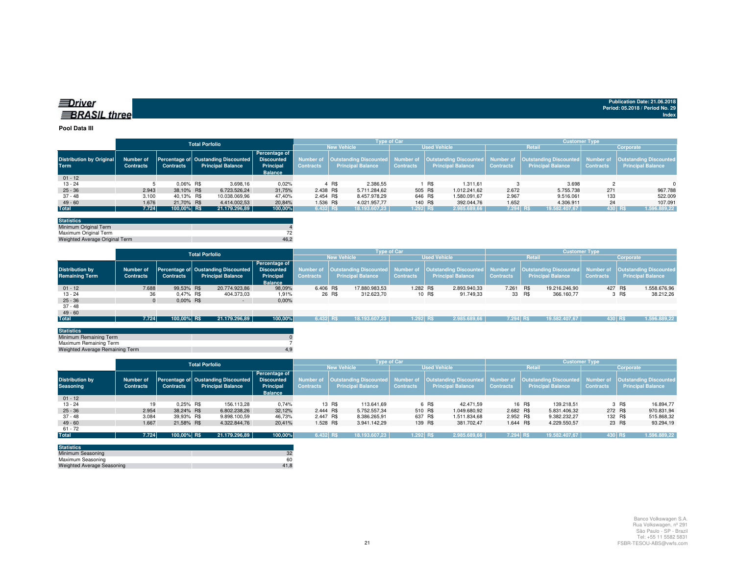Driver BRASIL three

Publication Date: 21.06.2018
Period: 05.2018 / Period No. 29
Index

## Pool Data III

| | Total Porfolio | | | | Type of Car | | | | Customer Type | | | |
|---|---|---|---|---|---|---|---|---|---|---|---|---|
| | | | | | New Vehicle | | Used Vehicle | | Retail | | Corporate | |
| Distribution by Original Term | Number of Contracts | Percentage of Contracts | Oustanding Discounted Principal Balance | Percentage of Discounted Principal Balance | Number of Contracts | Outstanding Discounted Principal Balance | Number of Contracts | Outstanding Discounted Principal Balance | Number of Contracts | Outstanding Discounted Principal Balance | Number of Contracts | Outstanding Discounted Principal Balance |
| 01 - 12 | | | | | | | | | | | | |
| 13 - 24 | 5 | 0,06% | R$ 3.698,16 | 0,02% | 4 | R$ 2.386,55 | 1 | R$ 1.311,61 | 3 | 3.698 | 2 | 0 |
| 25 - 36 | 2.943 | 38,10% | R$ 6.723.526,24 | 31,75% | 2.438 | R$ 5.711.284,62 | 505 | R$ 1.012.241,62 | 2.672 | 5.755.738 | 271 | 967.788 |
| 37 - 48 | 3.100 | 40,13% | R$ 10.038.069,96 | 47,40% | 2.454 | R$ 8.457.978,29 | 646 | R$ 1.580.091,67 | 2.967 | 9.516.061 | 133 | 522.009 |
| 49 - 60 | 1.676 | 21,70% | R$ 4.414.002,53 | 20,84% | 1.536 | R$ 4.021.957,77 | 140 | R$ 392.044,76 | 1.652 | 4.306.911 | 24 | 107.091 |
| Total | 7.724 | 100,00% | R$ 21.179.296,89 | 100,00% | 6.432 | R$ 18.193.607,23 | 1.292 | R$ 2.985.689,66 | 7.294 | R$ 19.582.407,67 | 430 | R$ 1.596.889,22 |

| Statistics | |
|---|---|
| Minimum Original Term | 4 |
| Maximum Original Term | 72 |
| Weighted Average Original Term | 46,2 |

| | Total Porfolio | | | | Type of Car | | | | Customer Type | | | |
|---|---|---|---|---|---|---|---|---|---|---|---|---|
| | | | | | New Vehicle | | Used Vehicle | | Retail | | Corporate | |
| Distribution by Remaining Term | Number of Contracts | Percentage of Contracts | Oustanding Discounted Principal Balance | Percentage of Discounted Principal Balance | Number of Contracts | Outstanding Discounted Principal Balance | Number of Contracts | Outstanding Discounted Principal Balance | Number of Contracts | Outstanding Discounted Principal Balance | Number of Contracts | Outstanding Discounted Principal Balance |
| 01 - 12 | 7.688 | 99,53% | R$ 20.774.923,86 | 98,09% | 6.406 | R$ 17.880.983,53 | 1.282 | R$ 2.893.940,33 | 7.261 | R$ 19.216.246,90 | 427 | R$ 1.558.676,96 |
| 13 - 24 | 36 | 0,47% | R$ 404.373,03 | 1,91% | 26 | R$ 312.623,70 | 10 | R$ 91.749,33 | 33 | R$ 366.160,77 | 3 | R$ 38.212,26 |
| 25 - 36 | 0 | 0,00% | R$ - | 0,00% | | | | | | | | |
| 37 - 48 | | | | | | | | | | | | |
| 49 - 60 | | | | | | | | | | | | |
| Total | 7.724 | 100,00% | R$ 21.179.296,89 | 100,00% | 6.432 | R$ 18.193.607,23 | 1.292 | R$ 2.985.689,66 | 7.294 | R$ 19.582.407,67 | 430 | R$ 1.596.889,22 |

| Statistics | |
|---|---|
| Minimum Remaining Term | 0 |
| Maximum Remaining Term | 7 |
| Weighted Average Remaining Term | 4,9 |

| | Total Porfolio | | | | Type of Car | | | | Customer Type | | | |
|---|---|---|---|---|---|---|---|---|---|---|---|---|
| | | | | | New Vehicle | | Used Vehicle | | Retail | | Corporate | |
| Distribution by Seasoning | Number of Contracts | Percentage of Contracts | Oustanding Discounted Principal Balance | Percentage of Discounted Principal Balance | Number of Contracts | Outstanding Discounted Principal Balance | Number of Contracts | Outstanding Discounted Principal Balance | Number of Contracts | Outstanding Discounted Principal Balance | Number of Contracts | Outstanding Discounted Principal Balance |
| 01 - 12 | | | | | | | | | | | | |
| 13 - 24 | 19 | 0,25% | R$ 156.113,28 | 0,74% | 13 | R$ 113.641,69 | 6 | R$ 42.471,59 | 16 | R$ 139.218,51 | 3 | R$ 16.894,77 |
| 25 - 36 | 2.954 | 38,24% | R$ 6.802.238,26 | 32,12% | 2.444 | R$ 5.752.557,34 | 510 | R$ 1.049.680,92 | 2.682 | R$ 5.831.406,32 | 272 | R$ 970.831,94 |
| 37 - 48 | 3.084 | 39,93% | R$ 9.898.100,59 | 46,73% | 2.447 | R$ 8.386.265,91 | 637 | R$ 1.511.834,68 | 2.952 | R$ 9.382.232,27 | 132 | R$ 515.868,32 |
| 49 - 60 | 1.667 | 21,58% | R$ 4.322.844,76 | 20,41% | 1.528 | R$ 3.941.142,29 | 139 | R$ 381.702,47 | 1.644 | R$ 4.229.550,57 | 23 | R$ 93.294,19 |
| 61 - 72 | | | | | | | | | | | | |
| Total | 7.724 | 100,00% | R$ 21.179.296,89 | 100,00% | 6.432 | R$ 18.193.607,23 | 1.292 | R$ 2.985.689,66 | 7.294 | R$ 19.582.407,67 | 430 | R$ 1.596.889,22 |

| Statistics | |
|---|---|
| Minimum Seasoning | 32 |
| Maximum Seasoning | 60 |
| Weighted Average Seasoning | 41,8 |

Banco Volkswagen S.A.
Rua Volkswagen, nº 291
São Paulo - SP - Brazil
Tel: +55 11 5582 5831
FSBR-TESOU-ABS@vwfs.com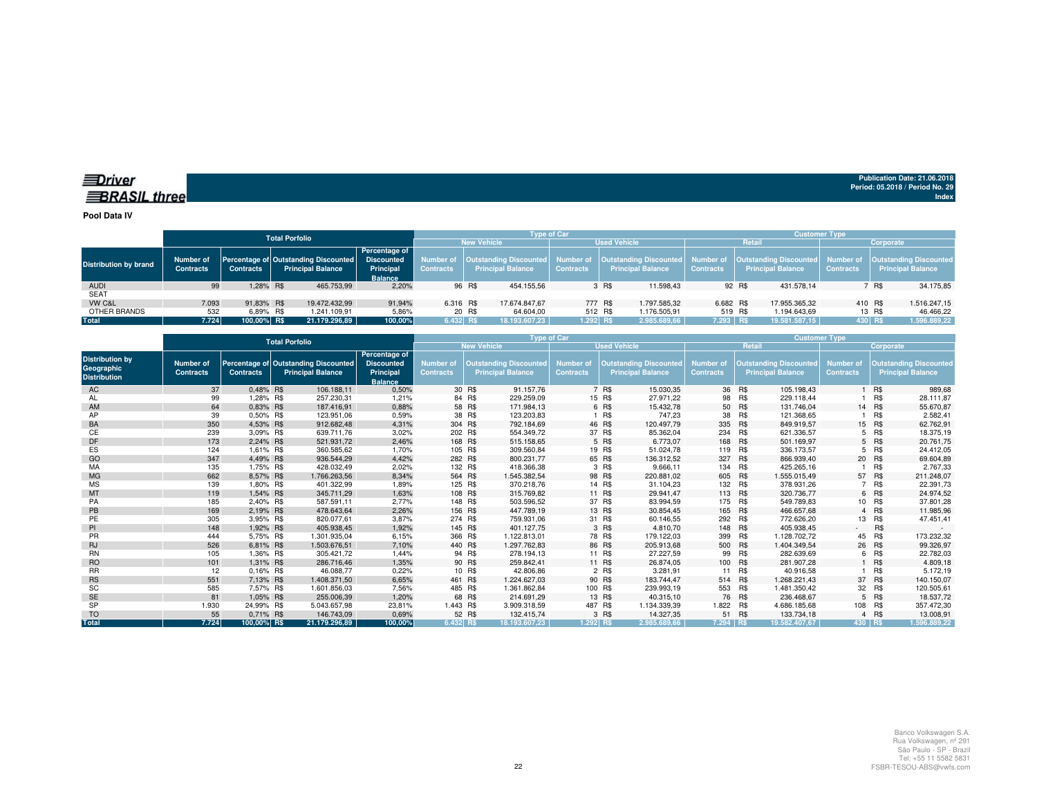**Driver BRASIL three**

**Publication Date: 21.06.2018**
**Period: 05.2018 / Period No. 29**
**Index**

**Pool Data IV**

| Distribution by brand | Total Porfolio | | | | Type of Car | | | | Customer Type | | | |
|---|---|---|---|---|---|---|---|---|---|---|---|---|
| | | | | | New Vehicle | | Used Vehicle | | Retail | | Corporate | |
| | Number of Contracts | Percentage of Contracts | Outstanding Discounted Principal Balance | Percentage of Discounted Principal Balance | Number of Contracts | Outstanding Discounted Principal Balance | Number of Contracts | Outstanding Discounted Principal Balance | Number of Contracts | Outstanding Discounted Principal Balance | Number of Contracts | Outstanding Discounted Principal Balance |
| AUDI | 99 | 1,28% | R$ 465.753,99 | 2,20% | 96 | R$ 454.155,56 | 3 | R$ 11.598,43 | 92 | R$ 431.578,14 | 7 | R$ 34.175,85 |
| SEAT | | | | | | | | | | | | |
| VW C&L | 7.093 | 91,83% | R$ 19.472.432,99 | 91,94% | 6.316 | R$ 17.674.847,67 | 777 | R$ 1.797.585,32 | 6.682 | R$ 17.955.365,32 | 410 | R$ 1.516.247,15 |
| OTHER BRANDS | 532 | 6,89% | R$ 1.241.109,91 | 5,86% | 20 | R$ 64.604,00 | 512 | R$ 1.176.505,91 | 519 | R$ 1.194.643,69 | 13 | R$ 46.466,22 |
| **Total** | **7.724** | **100,00%** | **R$ 21.179.296,89** | **100,00%** | **6.432** | **R$ 18.193.607,23** | **1.292** | **R$ 2.985.689,66** | **7.293** | **R$ 19.581.587,15** | **430** | **R$ 1.596.889,22** |

| Distribution by Geographic Distribution | Total Porfolio | | | | Type of Car | | | | Customer Type | | | |
|---|---|---|---|---|---|---|---|---|---|---|---|---|
| | | | | | New Vehicle | | Used Vehicle | | Retail | | Corporate | |
| | Number of Contracts | Percentage of Contracts | Outstanding Discounted Principal Balance | Percentage of Discounted Principal Balance | Number of Contracts | Outstanding Discounted Principal Balance | Number of Contracts | Outstanding Discounted Principal Balance | Number of Contracts | Outstanding Discounted Principal Balance | Number of Contracts | Outstanding Discounted Principal Balance |
| AC | 37 | 0,48% | R$ 106.188,11 | 0,50% | 30 | R$ 91.157,76 | 7 | R$ 15.030,35 | 36 | R$ 105.198,43 | 1 | R$ 989,68 |
| AL | 99 | 1,28% | R$ 257.230,31 | 1,21% | 84 | R$ 229.259,09 | 15 | R$ 27.971,22 | 98 | R$ 229.118,44 | 1 | R$ 28.111,87 |
| AM | 64 | 0,83% | R$ 187.416,91 | 0,88% | 58 | R$ 171.984,13 | 6 | R$ 15.432,78 | 50 | R$ 131.746,04 | 14 | R$ 55.670,87 |
| AP | 39 | 0,50% | R$ 123.951,06 | 0,59% | 38 | R$ 123.203,83 | 1 | R$ 747,23 | 38 | R$ 121.368,65 | 1 | R$ 2.582,41 |
| BA | 350 | 4,53% | R$ 912.682,48 | 4,31% | 304 | R$ 792.184,69 | 46 | R$ 120.497,79 | 335 | R$ 849.919,57 | 15 | R$ 62.762,91 |
| CE | 239 | 3,09% | R$ 639.711,76 | 3,02% | 202 | R$ 554.349,72 | 37 | R$ 85.362,04 | 234 | R$ 621.336,57 | 5 | R$ 18.375,19 |
| DF | 173 | 2,24% | R$ 521.931,72 | 2,46% | 168 | R$ 515.158,65 | 5 | R$ 6.773,07 | 168 | R$ 501.169,97 | 5 | R$ 20.761,75 |
| ES | 124 | 1,61% | R$ 360.585,62 | 1,70% | 105 | R$ 309.560,84 | 19 | R$ 51.024,78 | 119 | R$ 336.173,57 | 5 | R$ 24.412,05 |
| GO | 347 | 4,49% | R$ 936.544,29 | 4,42% | 282 | R$ 800.231,77 | 65 | R$ 136.312,52 | 327 | R$ 866.939,40 | 20 | R$ 69.604,89 |
| MA | 135 | 1,75% | R$ 428.032,49 | 2,02% | 132 | R$ 418.366,38 | 3 | R$ 9.666,11 | 134 | R$ 425.265,16 | 1 | R$ 2.767,33 |
| MG | 662 | 8,57% | R$ 1.766.263,56 | 8,34% | 564 | R$ 1.545.382,54 | 98 | R$ 220.881,02 | 605 | R$ 1.555.015,49 | 57 | R$ 211.248,07 |
| MS | 139 | 1,80% | R$ 401.322,99 | 1,89% | 125 | R$ 370.218,76 | 14 | R$ 31.104,23 | 132 | R$ 378.931,26 | 7 | R$ 22.391,73 |
| MT | 119 | 1,54% | R$ 345.711,29 | 1,63% | 108 | R$ 315.769,82 | 11 | R$ 29.941,47 | 113 | R$ 320.736,77 | 6 | R$ 24.974,52 |
| PA | 185 | 2,40% | R$ 587.591,11 | 2,77% | 148 | R$ 503.596,52 | 37 | R$ 83.994,59 | 175 | R$ 549.789,83 | 10 | R$ 37.801,28 |
| PB | 169 | 2,19% | R$ 478.643,64 | 2,26% | 156 | R$ 447.789,19 | 13 | R$ 30.854,45 | 165 | R$ 466.657,68 | 4 | R$ 11.985,96 |
| PE | 305 | 3,95% | R$ 820.077,61 | 3,87% | 274 | R$ 759.931,06 | 31 | R$ 60.146,55 | 292 | R$ 772.626,20 | 13 | R$ 47.451,41 |
| PI | 148 | 1,92% | R$ 405.938,45 | 1,92% | 145 | R$ 401.127,75 | 3 | R$ 4.810,70 | 148 | R$ 405.938,45 | - | R$ - |
| PR | 444 | 5,75% | R$ 1.301.935,04 | 6,15% | 366 | R$ 1.122.813,01 | 78 | R$ 179.122,03 | 399 | R$ 1.128.702,72 | 45 | R$ 173.232,32 |
| RJ | 526 | 6,81% | R$ 1.503.676,51 | 7,10% | 440 | R$ 1.297.762,83 | 86 | R$ 205.913,68 | 500 | R$ 1.404.349,54 | 26 | R$ 99.326,97 |
| RN | 105 | 1,36% | R$ 305.421,72 | 1,44% | 94 | R$ 278.194,13 | 11 | R$ 27.227,59 | 99 | R$ 282.639,69 | 6 | R$ 22.782,03 |
| RO | 101 | 1,31% | R$ 286.716,46 | 1,35% | 90 | R$ 259.842,41 | 11 | R$ 26.874,05 | 100 | R$ 281.907,28 | 1 | R$ 4.809,18 |
| RR | 12 | 0,16% | R$ 46.088,77 | 0,22% | 10 | R$ 42.806,86 | 2 | R$ 3.281,91 | 11 | R$ 40.916,58 | 1 | R$ 5.172,19 |
| RS | 551 | 7,13% | R$ 1.408.371,50 | 6,65% | 461 | R$ 1.224.627,03 | 90 | R$ 183.744,47 | 514 | R$ 1.268.221,43 | 37 | R$ 140.150,07 |
| SC | 585 | 7,57% | R$ 1.601.856,03 | 7,56% | 485 | R$ 1.361.862,84 | 100 | R$ 239.993,19 | 553 | R$ 1.481.350,42 | 32 | R$ 120.505,61 |
| SE | 81 | 1,05% | R$ 255.006,39 | 1,20% | 68 | R$ 214.691,29 | 13 | R$ 40.315,10 | 76 | R$ 236.468,67 | 5 | R$ 18.537,72 |
| SP | 1.930 | 24,99% | R$ 5.043.657,98 | 23,81% | 1.443 | R$ 3.909.318,59 | 487 | R$ 1.134.339,39 | 1.822 | R$ 4.686.185,68 | 108 | R$ 357.472,30 |
| TO | 55 | 0,71% | R$ 146.743,09 | 0,69% | 52 | R$ 132.415,74 | 3 | R$ 14.327,35 | 51 | R$ 133.734,18 | 4 | R$ 13.008,91 |
| **Total** | **7.724** | **100,00%** | **R$ 21.179.296,89** | **100,00%** | **6.432** | **R$ 18.193.607,23** | **1.292** | **R$ 2.985.689,66** | **7.294** | **R$ 19.582.407,67** | **430** | **R$ 1.596.889,22** |

Banco Volkswagen S.A.
Rua Volkswagen, nº 291
São Paulo - SP - Brazil
Tel: +55 11 5582 5831
FSBR-TESOU-ABS@vwfs.com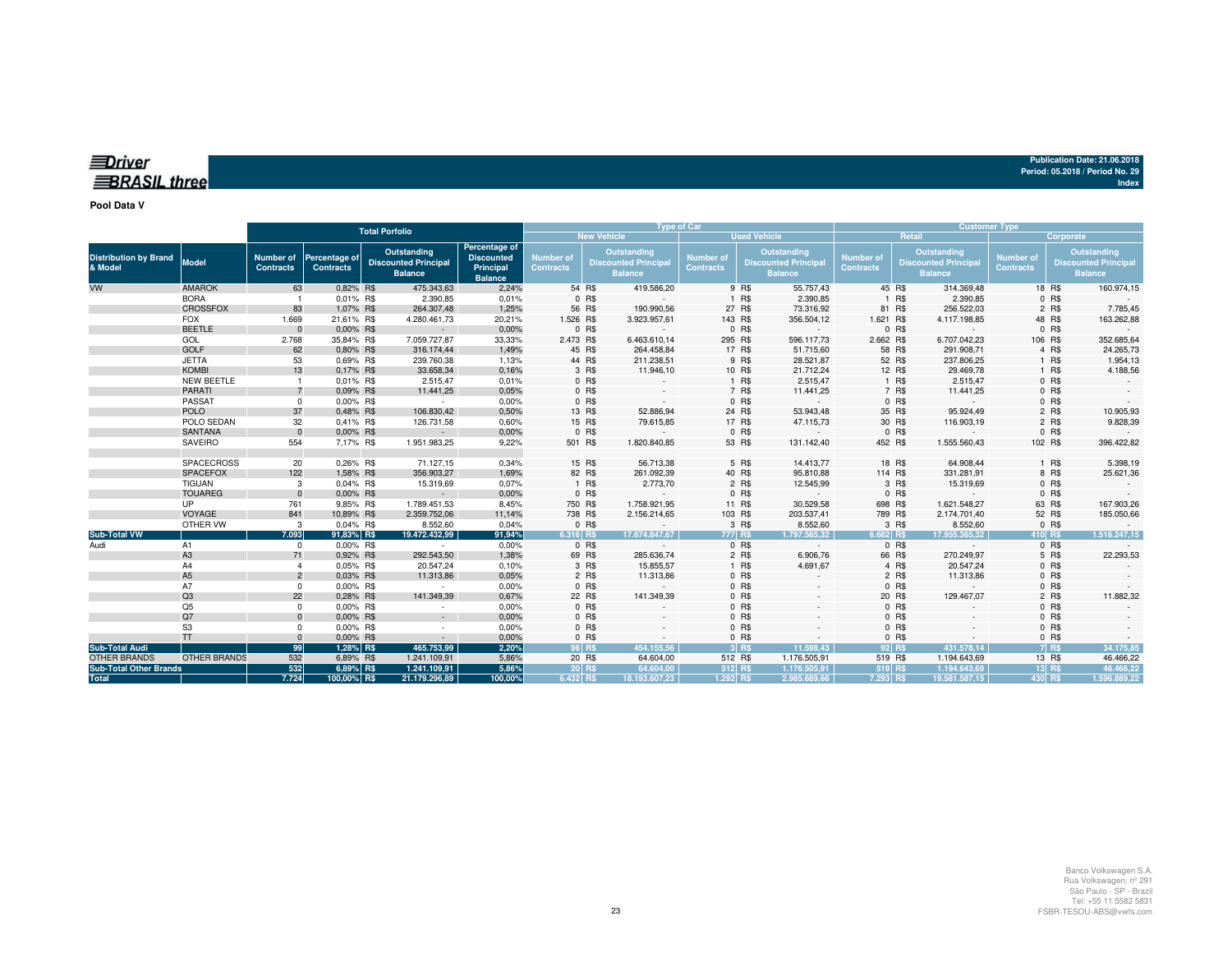**Driver BRASIL three**

Publication Date: 21.06.2018
Period: 05.2018 / Period No. 29
Index

**Pool Data V**

| Distribution by Brand & Model | Model | Total Porfolio | | | Type of Car | | | | Customer Type | | | |
|---|---|---|---|---|---|---|---|---|---|---|---|---|
| | | | | | New Vehicle | | Used Vehicle | | Retail | | Corporate | |
| | | Number of Contracts | Percentage of Contracts | Outstanding Discounted Principal Balance | Percentage of Discounted Principal Balance | Number of Contracts | Outstanding Discounted Principal Balance | Number of Contracts | Outstanding Discounted Principal Balance | Number of Contracts | Outstanding Discounted Principal Balance | Number of Contracts | Outstanding Discounted Principal Balance |
| VW | AMAROK | 63 | 0,82% | R$ 475.343,63 | 2,24% | 54 | R$ 419.586,20 | 9 | R$ 55.757,43 | 45 | R$ 314.369,48 | 18 | R$ 160.974,15 |
| | BORA | 1 | 0,01% | R$ 2.390,85 | 0,01% | 0 | R$ - | 1 | R$ 2.390,85 | 1 | R$ 2.390,85 | 0 | R$ - |
| | CROSSFOX | 83 | 1,07% | R$ 264.307,48 | 1,25% | 56 | R$ 190.990,56 | 27 | R$ 73.316,92 | 81 | R$ 256.522,03 | 2 | R$ 7.785,45 |
| | FOX | 1.669 | 21,61% | R$ 4.280.461,73 | 20,21% | 1.526 | R$ 3.923.957,61 | 143 | R$ 356.504,12 | 1.621 | R$ 4.117.198,85 | 48 | R$ 163.262,88 |
| | BEETLE | 0 | 0,00% | R$ - | 0,00% | 0 | R$ - | 0 | R$ - | 0 | R$ - | 0 | R$ - |
| | GOL | 2.768 | 35,84% | R$ 7.059.727,87 | 33,33% | 2.473 | R$ 6.463.610,14 | 295 | R$ 596.117,73 | 2.662 | R$ 6.707.042,23 | 106 | R$ 352.685,64 |
| | GOLF | 62 | 0,80% | R$ 316.174,44 | 1,49% | 45 | R$ 264.458,84 | 17 | R$ 51.715,60 | 58 | R$ 291.908,71 | 4 | R$ 24.265,73 |
| | JETTA | 53 | 0,69% | R$ 239.760,38 | 1,13% | 44 | R$ 211.238,51 | 9 | R$ 28.521,87 | 52 | R$ 237.806,25 | 1 | R$ 1.954,13 |
| | KOMBI | 13 | 0,17% | R$ 33.658,34 | 0,16% | 3 | R$ 11.946,10 | 10 | R$ 21.712,24 | 12 | R$ 29.469,78 | 1 | R$ 4.188,56 |
| | NEW BEETLE | 1 | 0,01% | R$ 2.515,47 | 0,01% | 0 | R$ - | 1 | R$ 2.515,47 | 1 | R$ 2.515,47 | 0 | R$ - |
| | PARATI | 7 | 0,09% | R$ 11.441,25 | 0,05% | 0 | R$ - | 7 | R$ 11.441,25 | 7 | R$ 11.441,25 | 0 | R$ - |
| | PASSAT | 0 | 0,00% | R$ - | 0,00% | 0 | R$ - | 0 | R$ - | 0 | R$ - | 0 | R$ - |
| | POLO | 37 | 0,48% | R$ 106.830,42 | 0,50% | 13 | R$ 52.886,94 | 24 | R$ 53.943,48 | 35 | R$ 95.924,49 | 2 | R$ 10.905,93 |
| | POLO SEDAN | 32 | 0,41% | R$ 126.731,58 | 0,60% | 15 | R$ 79.615,85 | 17 | R$ 47.115,73 | 30 | R$ 116.903,19 | 2 | R$ 9.828,39 |
| | SANTANA | 0 | 0,00% | R$ - | 0,00% | 0 | R$ - | 0 | R$ - | 0 | R$ - | 0 | R$ - |
| | SAVEIRO | 554 | 7,17% | R$ 1.951.983,25 | 9,22% | 501 | R$ 1.820.840,85 | 53 | R$ 131.142,40 | 452 | R$ 1.555.560,43 | 102 | R$ 396.422,82 |
| | SPACECROSS | 20 | 0,26% | R$ 71.127,15 | 0,34% | 15 | R$ 56.713,38 | 5 | R$ 14.413,77 | 18 | R$ 64.908,44 | 1 | R$ 5.398,19 |
| | SPACEFOX | 122 | 1,58% | R$ 356.903,27 | 1,69% | 82 | R$ 261.092,39 | 40 | R$ 95.810,88 | 114 | R$ 331.281,91 | 8 | R$ 25.621,36 |
| | TIGUAN | 3 | 0,04% | R$ 15.319,69 | 0,07% | 1 | R$ 2.773,70 | 2 | R$ 12.545,99 | 3 | R$ 15.319,69 | 0 | R$ - |
| | TOUAREG | 0 | 0,00% | R$ - | 0,00% | 0 | R$ - | 0 | R$ - | 0 | R$ - | 0 | R$ - |
| | UP | 761 | 9,85% | R$ 1.789.451,53 | 8,45% | 750 | R$ 1.758.921,95 | 11 | R$ 30.529,58 | 698 | R$ 1.621.548,27 | 63 | R$ 167.903,26 |
| | VOYAGE | 841 | 10,89% | R$ 2.359.752,06 | 11,14% | 738 | R$ 2.156.214,65 | 103 | R$ 203.537,41 | 789 | R$ 2.174.701,40 | 52 | R$ 185.050,66 |
| | OTHER VW | 3 | 0,04% | R$ 8.552,60 | 0,04% | 0 | R$ - | 3 | R$ 8.552,60 | 3 | R$ 8.552,60 | 0 | R$ - |
| **Sub-Total VW** | | **7.093** | **91,83%** | **R$ 19.472.432,99** | **91,94%** | **6.316** | **R$ 17.674.847,67** | **777** | **R$ 1.797.585,32** | **6.682** | **R$ 17.955.365,32** | **410** | **R$ 1.516.247,15** |
| Audi | A1 | 0 | 0,00% | R$ - | 0,00% | 0 | R$ - | 0 | R$ - | 0 | R$ - | 0 | R$ - |
| | A3 | 71 | 0,92% | R$ 292.543,50 | 1,38% | 69 | R$ 285.636,74 | 2 | R$ 6.906,76 | 66 | R$ 270.249,97 | 5 | R$ 22.293,53 |
| | A4 | 4 | 0,05% | R$ 20.547,24 | 0,10% | 3 | R$ 15.855,57 | 1 | R$ 4.691,67 | 4 | R$ 20.547,24 | 0 | R$ - |
| | A5 | 2 | 0,03% | R$ 11.313,86 | 0,05% | 2 | R$ 11.313,86 | 0 | R$ - | 2 | R$ 11.313,86 | 0 | R$ - |
| | A7 | 0 | 0,00% | R$ - | 0,00% | 0 | R$ - | 0 | R$ - | 0 | R$ - | 0 | R$ - |
| | Q3 | 22 | 0,28% | R$ 141.349,39 | 0,67% | 22 | R$ 141.349,39 | 0 | R$ - | 20 | R$ 129.467,07 | 2 | R$ 11.882,32 |
| | Q5 | 0 | 0,00% | R$ - | 0,00% | 0 | R$ - | 0 | R$ - | 0 | R$ - | 0 | R$ - |
| | Q7 | 0 | 0,00% | R$ - | 0,00% | 0 | R$ - | 0 | R$ - | 0 | R$ - | 0 | R$ - |
| | S3 | 0 | 0,00% | R$ - | 0,00% | 0 | R$ - | 0 | R$ - | 0 | R$ - | 0 | R$ - |
| | TT | 0 | 0,00% | R$ - | 0,00% | 0 | R$ - | 0 | R$ - | 0 | R$ - | 0 | R$ - |
| **Sub-Total Audi** | | **99** | **1,28%** | **R$ 465.753,99** | **2,20%** | **96** | **R$ 454.155,56** | **3** | **R$ 11.598,43** | **92** | **R$ 431.578,14** | **7** | **R$ 34.175,85** |
| OTHER BRANDS | OTHER BRANDS | 532 | 6,89% | R$ 1.241.109,91 | 5,86% | 20 | R$ 64.604,00 | 512 | R$ 1.176.505,91 | 519 | R$ 1.194.643,69 | 13 | R$ 46.466,22 |
| **Sub-Total Other Brands** | | **532** | **6,89%** | **R$ 1.241.109,91** | **5,86%** | **20** | **R$ 64.604,00** | **512** | **R$ 1.176.505,91** | **519** | **R$ 1.194.643,69** | **13** | **R$ 46.466,22** |
| **Total** | | **7.724** | **100,00%** | **R$ 21.179.296,89** | **100,00%** | **6.432** | **R$ 18.193.607,23** | **1.292** | **R$ 2.985.689,66** | **7.293** | **R$ 19.581.587,15** | **430** | **R$ 1.596.889,22** |

Banco Volkswagen S.A.
Rua Volkswagen, nº 291
São Paulo - SP - Brazil
Tel: +55 11 5582 5831
FSBR-TESOU-ABS@vwfs.com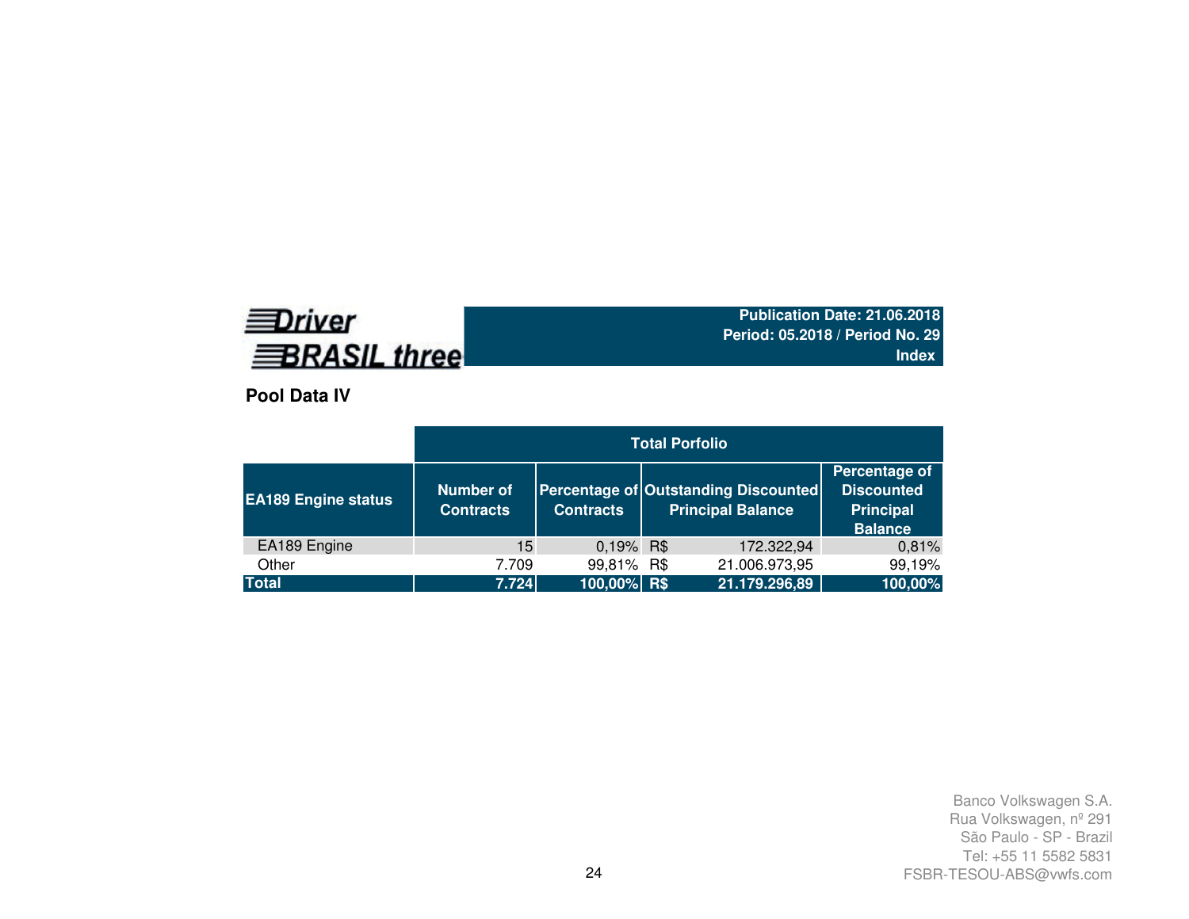Driver BRASIL three

**Publication Date: 21.06.2018**
**Period: 05.2018 / Period No. 29**
**Index**

## Pool Data IV

| | Total Porfolio | | | |
|---|---|---|---|---|
| **EA189 Engine status** | **Number of Contracts** | **Percentage of Contracts** | **Outstanding Discounted Principal Balance** | **Percentage of Discounted Principal Balance** |
| EA189 Engine | 15 | 0,19% | R$ 172.322,94 | 0,81% |
| Other | 7.709 | 99,81% | R$ 21.006.973,95 | 99,19% |
| **Total** | **7.724** | **100,00%** | **R$ 21.179.296,89** | **100,00%** |

Banco Volkswagen S.A.
Rua Volkswagen, nº 291
São Paulo - SP - Brazil
Tel: +55 11 5582 5831
FSBR-TESOU-ABS@vwfs.com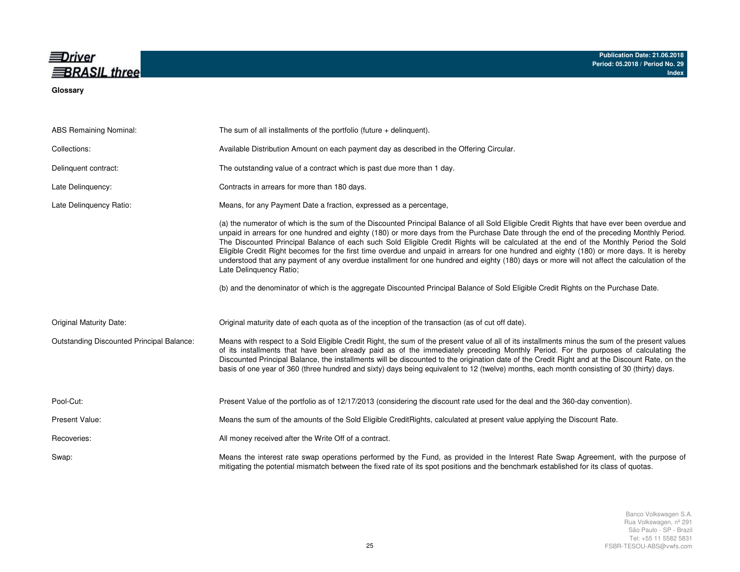## Glossary

| | |
|---|---|
| ABS Remaining Nominal: | The sum of all installments of the portfolio (future + delinquent). |
| Collections: | Available Distribution Amount on each payment day as described in the Offering Circular. |
| Delinquent contract: | The outstanding value of a contract which is past due more than 1 day. |
| Late Delinquency: | Contracts in arrears for more than 180 days. |
| Late Delinquency Ratio: | Means, for any Payment Date a fraction, expressed as a percentage,<br><br>(a) the numerator of which is the sum of the Discounted Principal Balance of all Sold Eligible Credit Rights that have ever been overdue and unpaid in arrears for one hundred and eighty (180) or more days from the Purchase Date through the end of the preceding Monthly Period. The Discounted Principal Balance of each such Sold Eligible Credit Rights will be calculated at the end of the Monthly Period the Sold Eligible Credit Right becomes for the first time overdue and unpaid in arrears for one hundred and eighty (180) or more days. It is hereby understood that any payment of any overdue installment for one hundred and eighty (180) days or more will not affect the calculation of the Late Delinquency Ratio;<br><br>(b) and the denominator of which is the aggregate Discounted Principal Balance of Sold Eligible Credit Rights on the Purchase Date. |
| Original Maturity Date: | Original maturity date of each quota as of the inception of the transaction (as of cut off date). |
| Outstanding Discounted Principal Balance: | Means with respect to a Sold Eligible Credit Right, the sum of the present value of all of its installments minus the sum of the present values of its installments that have been already paid as of the immediately preceding Monthly Period. For the purposes of calculating the Discounted Principal Balance, the installments will be discounted to the origination date of the Credit Right and at the Discount Rate, on the basis of one year of 360 (three hundred and sixty) days being equivalent to 12 (twelve) months, each month consisting of 30 (thirty) days. |
| Pool-Cut: | Present Value of the portfolio as of 12/17/2013 (considering the discount rate used for the deal and the 360-day convention). |
| Present Value: | Means the sum of the amounts of the Sold Eligible CreditRights, calculated at present value applying the Discount Rate. |
| Recoveries: | All money received after the Write Off of a contract. |
| Swap: | Means the interest rate swap operations performed by the Fund, as provided in the Interest Rate Swap Agreement, with the purpose of mitigating the potential mismatch between the fixed rate of its spot positions and the benchmark established for its class of quotas. |

Banco Volkswagen S.A.
Rua Volkswagen, nº 291
São Paulo - SP - Brazil
Tel: +55 11 5582 5831
FSBR-TESOU-ABS@vwfs.com